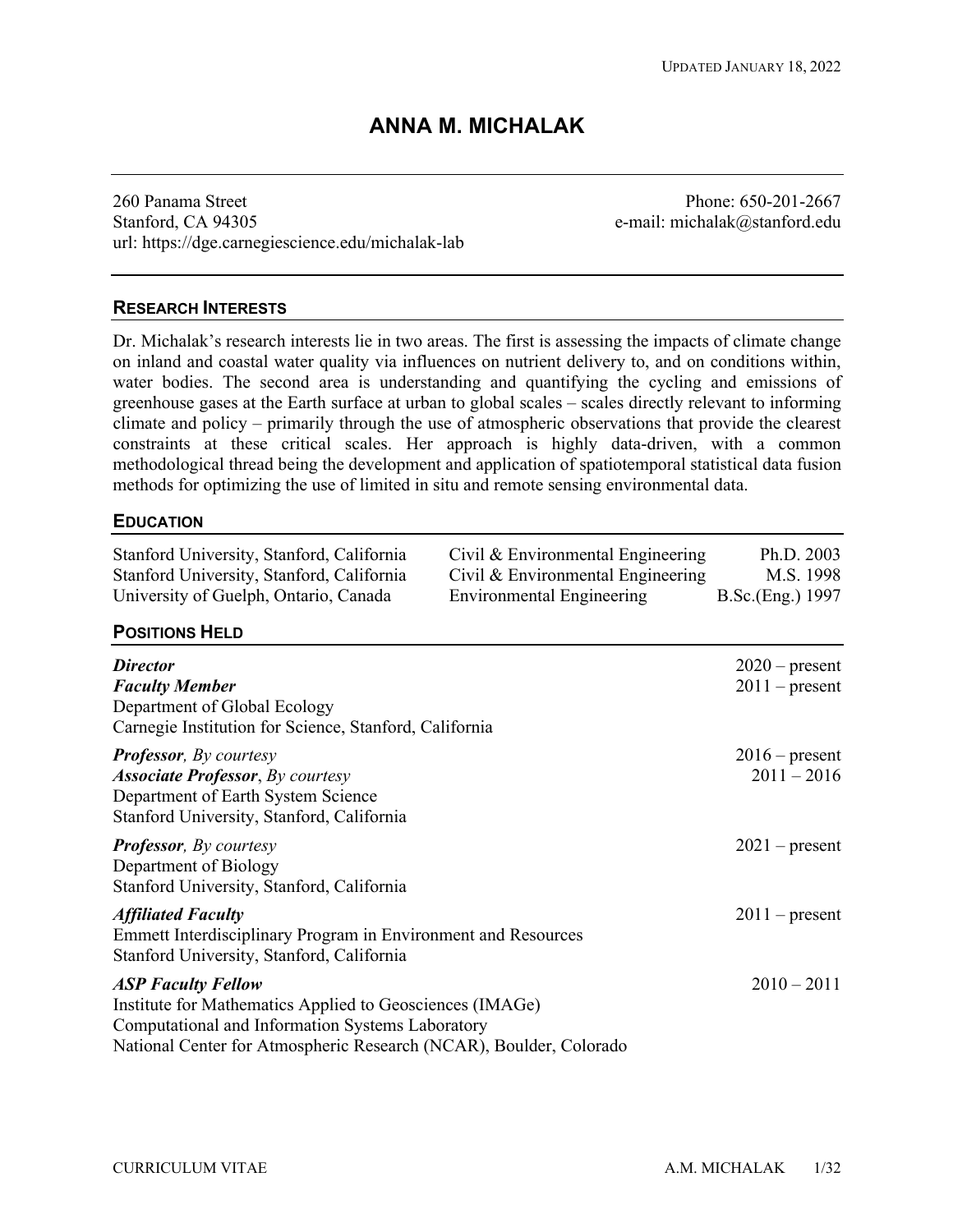Updated January 18, 2022

# ANNA M. MICHALAK

260 Panama Street
Stanford, CA 94305
url: https://dge.carnegiescience.edu/michalak-lab

Phone: 650-201-2667
e-mail: michalak@stanford.edu

## Research Interests

Dr. Michalak's research interests lie in two areas. The first is assessing the impacts of climate change on inland and coastal water quality via influences on nutrient delivery to, and on conditions within, water bodies. The second area is understanding and quantifying the cycling and emissions of greenhouse gases at the Earth surface at urban to global scales – scales directly relevant to informing climate and policy – primarily through the use of atmospheric observations that provide the clearest constraints at these critical scales. Her approach is highly data-driven, with a common methodological thread being the development and application of spatiotemporal statistical data fusion methods for optimizing the use of limited in situ and remote sensing environmental data.

## Education

| | | |
|---|---|---|
| Stanford University, Stanford, California | Civil & Environmental Engineering | Ph.D. 2003 |
| Stanford University, Stanford, California | Civil & Environmental Engineering | M.S. 1998 |
| University of Guelph, Ontario, Canada | Environmental Engineering | B.Sc.(Eng.) 1997 |

## Positions Held

***Director*** — 2020 – present
***Faculty Member*** — 2011 – present
Department of Global Ecology
Carnegie Institution for Science, Stanford, California

***Professor**, By courtesy* — 2016 – present
***Associate Professor**, By courtesy* — 2011 – 2016
Department of Earth System Science
Stanford University, Stanford, California

***Professor**, By courtesy* — 2021 – present
Department of Biology
Stanford University, Stanford, California

***Affiliated Faculty*** — 2011 – present
Emmett Interdisciplinary Program in Environment and Resources
Stanford University, Stanford, California

***ASP Faculty Fellow*** — 2010 – 2011
Institute for Mathematics Applied to Geosciences (IMAGe)
Computational and Information Systems Laboratory
National Center for Atmospheric Research (NCAR), Boulder, Colorado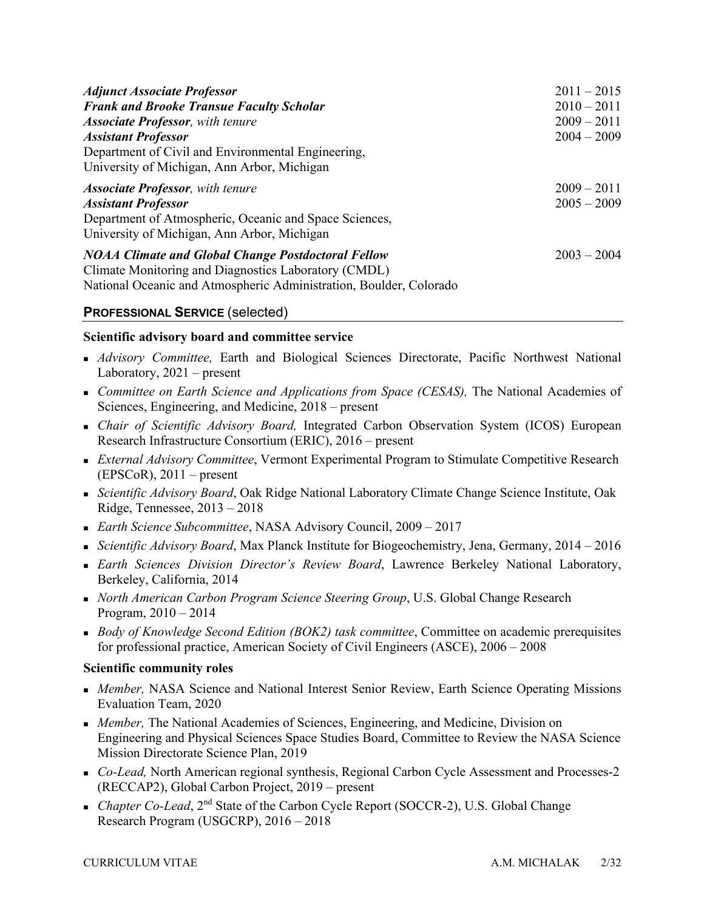***Adjunct Associate Professor*** 2011 – 2015
***Frank and Brooke Transue Faculty Scholar*** 2010 – 2011
***Associate Professor****, with tenure* 2009 – 2011
***Assistant Professor*** 2004 – 2009
Department of Civil and Environmental Engineering,
University of Michigan, Ann Arbor, Michigan

***Associate Professor****, with tenure* 2009 – 2011
***Assistant Professor*** 2005 – 2009
Department of Atmospheric, Oceanic and Space Sciences,
University of Michigan, Ann Arbor, Michigan

***NOAA Climate and Global Change Postdoctoral Fellow*** 2003 – 2004
Climate Monitoring and Diagnostics Laboratory (CMDL)
National Oceanic and Atmospheric Administration, Boulder, Colorado

## PROFESSIONAL SERVICE (selected)

**Scientific advisory board and committee service**

- *Advisory Committee,* Earth and Biological Sciences Directorate, Pacific Northwest National Laboratory, 2021 – present
- *Committee on Earth Science and Applications from Space (CESAS),* The National Academies of Sciences, Engineering, and Medicine, 2018 – present
- *Chair of Scientific Advisory Board,* Integrated Carbon Observation System (ICOS) European Research Infrastructure Consortium (ERIC), 2016 – present
- *External Advisory Committee*, Vermont Experimental Program to Stimulate Competitive Research (EPSCoR), 2011 – present
- *Scientific Advisory Board*, Oak Ridge National Laboratory Climate Change Science Institute, Oak Ridge, Tennessee, 2013 – 2018
- *Earth Science Subcommittee*, NASA Advisory Council, 2009 – 2017
- *Scientific Advisory Board*, Max Planck Institute for Biogeochemistry, Jena, Germany, 2014 – 2016
- *Earth Sciences Division Director's Review Board*, Lawrence Berkeley National Laboratory, Berkeley, California, 2014
- *North American Carbon Program Science Steering Group*, U.S. Global Change Research Program, 2010 – 2014
- *Body of Knowledge Second Edition (BOK2) task committee*, Committee on academic prerequisites for professional practice, American Society of Civil Engineers (ASCE), 2006 – 2008

**Scientific community roles**

- *Member,* NASA Science and National Interest Senior Review, Earth Science Operating Missions Evaluation Team, 2020
- *Member,* The National Academies of Sciences, Engineering, and Medicine, Division on Engineering and Physical Sciences Space Studies Board, Committee to Review the NASA Science Mission Directorate Science Plan, 2019
- *Co-Lead,* North American regional synthesis, Regional Carbon Cycle Assessment and Processes-2 (RECCAP2), Global Carbon Project, 2019 – present
- *Chapter Co-Lead*, 2nd State of the Carbon Cycle Report (SOCCR-2), U.S. Global Change Research Program (USGCRP), 2016 – 2018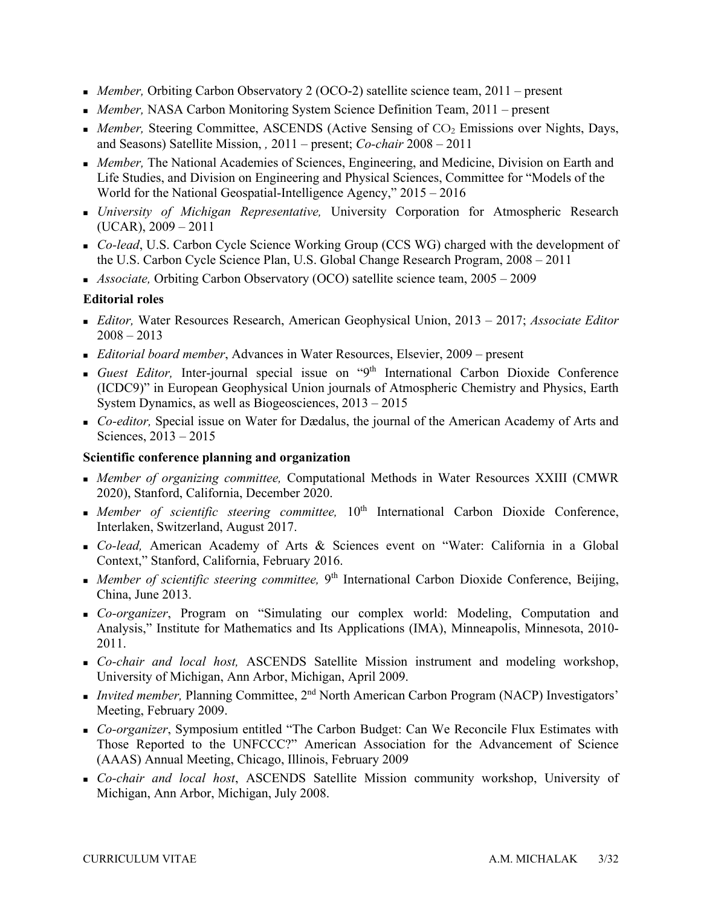- *Member,* Orbiting Carbon Observatory 2 (OCO-2) satellite science team, 2011 – present
- *Member,* NASA Carbon Monitoring System Science Definition Team, 2011 – present
- *Member,* Steering Committee, ASCENDS (Active Sensing of $CO_2$ Emissions over Nights, Days, and Seasons) Satellite Mission, , 2011 – present; *Co-chair* 2008 – 2011
- *Member,* The National Academies of Sciences, Engineering, and Medicine, Division on Earth and Life Studies, and Division on Engineering and Physical Sciences, Committee for "Models of the World for the National Geospatial-Intelligence Agency," 2015 – 2016
- *University of Michigan Representative,* University Corporation for Atmospheric Research (UCAR), 2009 – 2011
- *Co-lead*, U.S. Carbon Cycle Science Working Group (CCS WG) charged with the development of the U.S. Carbon Cycle Science Plan, U.S. Global Change Research Program, 2008 – 2011
- *Associate,* Orbiting Carbon Observatory (OCO) satellite science team, 2005 – 2009

**Editorial roles**

- *Editor,* Water Resources Research, American Geophysical Union, 2013 – 2017; *Associate Editor* 2008 – 2013
- *Editorial board member*, Advances in Water Resources, Elsevier, 2009 – present
- *Guest Editor,* Inter-journal special issue on "9th International Carbon Dioxide Conference (ICDC9)" in European Geophysical Union journals of Atmospheric Chemistry and Physics, Earth System Dynamics, as well as Biogeosciences, 2013 – 2015
- *Co-editor,* Special issue on Water for Dædalus, the journal of the American Academy of Arts and Sciences, 2013 – 2015

**Scientific conference planning and organization**

- *Member of organizing committee,* Computational Methods in Water Resources XXIII (CMWR 2020), Stanford, California, December 2020.
- *Member of scientific steering committee,* 10th International Carbon Dioxide Conference, Interlaken, Switzerland, August 2017.
- *Co-lead,* American Academy of Arts & Sciences event on "Water: California in a Global Context," Stanford, California, February 2016.
- *Member of scientific steering committee,* 9th International Carbon Dioxide Conference, Beijing, China, June 2013.
- *Co-organizer*, Program on "Simulating our complex world: Modeling, Computation and Analysis," Institute for Mathematics and Its Applications (IMA), Minneapolis, Minnesota, 2010-2011.
- *Co-chair and local host,* ASCENDS Satellite Mission instrument and modeling workshop, University of Michigan, Ann Arbor, Michigan, April 2009.
- *Invited member,* Planning Committee, 2nd North American Carbon Program (NACP) Investigators' Meeting, February 2009.
- *Co-organizer*, Symposium entitled "The Carbon Budget: Can We Reconcile Flux Estimates with Those Reported to the UNFCCC?" American Association for the Advancement of Science (AAAS) Annual Meeting, Chicago, Illinois, February 2009
- *Co-chair and local host*, ASCENDS Satellite Mission community workshop, University of Michigan, Ann Arbor, Michigan, July 2008.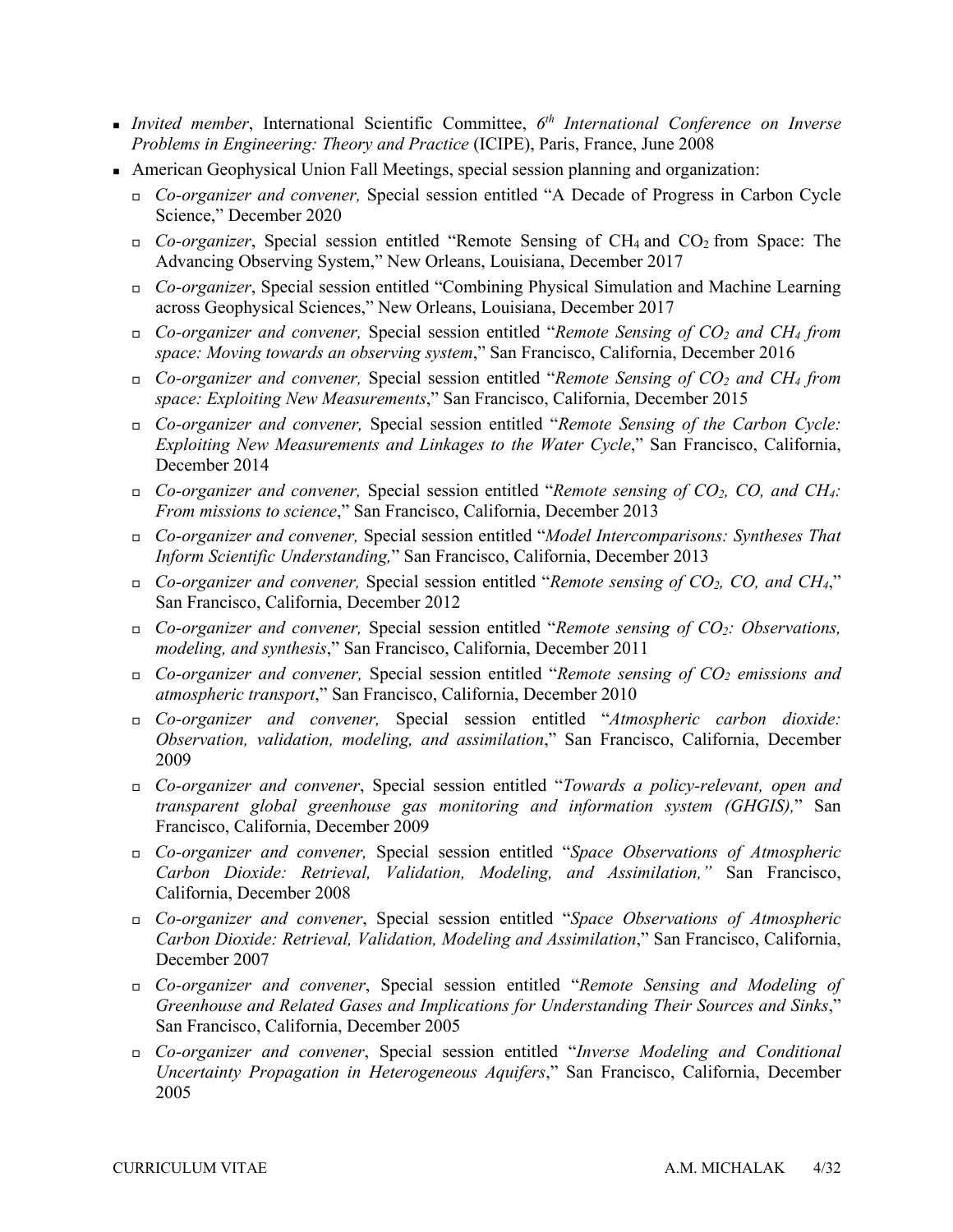- *Invited member*, International Scientific Committee, *6th International Conference on Inverse Problems in Engineering: Theory and Practice* (ICIPE), Paris, France, June 2008
- American Geophysical Union Fall Meetings, special session planning and organization:
  - *Co-organizer and convener,* Special session entitled "A Decade of Progress in Carbon Cycle Science," December 2020
  - *Co-organizer*, Special session entitled "Remote Sensing of $CH_4$ and $CO_2$ from Space: The Advancing Observing System," New Orleans, Louisiana, December 2017
  - *Co-organizer*, Special session entitled "Combining Physical Simulation and Machine Learning across Geophysical Sciences," New Orleans, Louisiana, December 2017
  - *Co-organizer and convener,* Special session entitled "*Remote Sensing of $CO_2$ and $CH_4$ from space: Moving towards an observing system*," San Francisco, California, December 2016
  - *Co-organizer and convener,* Special session entitled "*Remote Sensing of $CO_2$ and $CH_4$ from space: Exploiting New Measurements*," San Francisco, California, December 2015
  - *Co-organizer and convener,* Special session entitled "*Remote Sensing of the Carbon Cycle: Exploiting New Measurements and Linkages to the Water Cycle*," San Francisco, California, December 2014
  - *Co-organizer and convener,* Special session entitled "*Remote sensing of $CO_2$, CO, and $CH_4$: From missions to science*," San Francisco, California, December 2013
  - *Co-organizer and convener,* Special session entitled "*Model Intercomparisons: Syntheses That Inform Scientific Understanding,*" San Francisco, California, December 2013
  - *Co-organizer and convener,* Special session entitled "*Remote sensing of $CO_2$, CO, and $CH_4$*," San Francisco, California, December 2012
  - *Co-organizer and convener,* Special session entitled "*Remote sensing of $CO_2$: Observations, modeling, and synthesis*," San Francisco, California, December 2011
  - *Co-organizer and convener,* Special session entitled "*Remote sensing of $CO_2$ emissions and atmospheric transport*," San Francisco, California, December 2010
  - *Co-organizer and convener,* Special session entitled "*Atmospheric carbon dioxide: Observation, validation, modeling, and assimilation*," San Francisco, California, December 2009
  - *Co-organizer and convener*, Special session entitled "*Towards a policy-relevant, open and transparent global greenhouse gas monitoring and information system (GHGIS),*" San Francisco, California, December 2009
  - *Co-organizer and convener,* Special session entitled "*Space Observations of Atmospheric Carbon Dioxide: Retrieval, Validation, Modeling, and Assimilation,"* San Francisco, California, December 2008
  - *Co-organizer and convener*, Special session entitled "*Space Observations of Atmospheric Carbon Dioxide: Retrieval, Validation, Modeling and Assimilation*," San Francisco, California, December 2007
  - *Co-organizer and convener*, Special session entitled "*Remote Sensing and Modeling of Greenhouse and Related Gases and Implications for Understanding Their Sources and Sinks*," San Francisco, California, December 2005
  - *Co-organizer and convener*, Special session entitled "*Inverse Modeling and Conditional Uncertainty Propagation in Heterogeneous Aquifers*," San Francisco, California, December 2005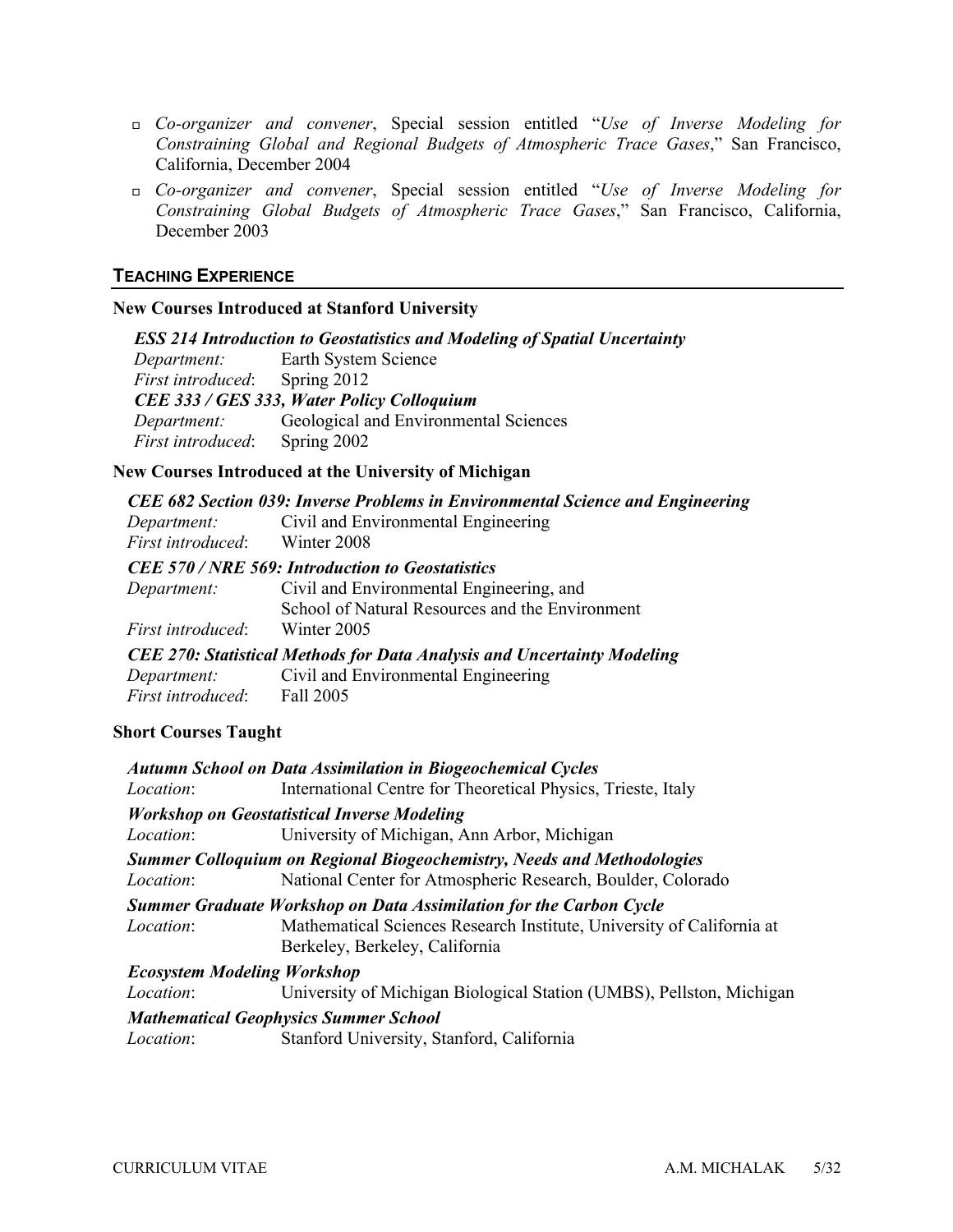- *Co-organizer and convener*, Special session entitled "*Use of Inverse Modeling for Constraining Global and Regional Budgets of Atmospheric Trace Gases*," San Francisco, California, December 2004
- *Co-organizer and convener*, Special session entitled "*Use of Inverse Modeling for Constraining Global Budgets of Atmospheric Trace Gases*," San Francisco, California, December 2003

## TEACHING EXPERIENCE

### New Courses Introduced at Stanford University

***ESS 214 Introduction to Geostatistics and Modeling of Spatial Uncertainty***
*Department:* Earth System Science
*First introduced*: Spring 2012

***CEE 333 / GES 333, Water Policy Colloquium***
*Department:* Geological and Environmental Sciences
*First introduced*: Spring 2002

### New Courses Introduced at the University of Michigan

***CEE 682 Section 039: Inverse Problems in Environmental Science and Engineering***
*Department:* Civil and Environmental Engineering
*First introduced*: Winter 2008

***CEE 570 / NRE 569: Introduction to Geostatistics***
*Department:* Civil and Environmental Engineering, and School of Natural Resources and the Environment
*First introduced*: Winter 2005

***CEE 270: Statistical Methods for Data Analysis and Uncertainty Modeling***
*Department:* Civil and Environmental Engineering
*First introduced*: Fall 2005

### Short Courses Taught

***Autumn School on Data Assimilation in Biogeochemical Cycles***
*Location*: International Centre for Theoretical Physics, Trieste, Italy

***Workshop on Geostatistical Inverse Modeling***
*Location*: University of Michigan, Ann Arbor, Michigan

***Summer Colloquium on Regional Biogeochemistry, Needs and Methodologies***
*Location*: National Center for Atmospheric Research, Boulder, Colorado

***Summer Graduate Workshop on Data Assimilation for the Carbon Cycle***
*Location*: Mathematical Sciences Research Institute, University of California at Berkeley, Berkeley, California

***Ecosystem Modeling Workshop***
*Location*: University of Michigan Biological Station (UMBS), Pellston, Michigan

***Mathematical Geophysics Summer School***
*Location*: Stanford University, Stanford, California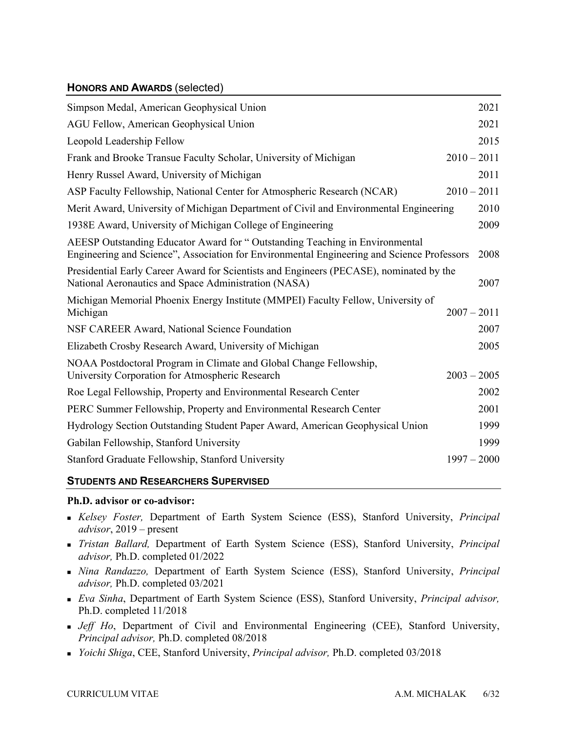## HONORS AND AWARDS (selected)

| | |
|---|---|
| Simpson Medal, American Geophysical Union | 2021 |
| AGU Fellow, American Geophysical Union | 2021 |
| Leopold Leadership Fellow | 2015 |
| Frank and Brooke Transue Faculty Scholar, University of Michigan | 2010 – 2011 |
| Henry Russel Award, University of Michigan | 2011 |
| ASP Faculty Fellowship, National Center for Atmospheric Research (NCAR) | 2010 – 2011 |
| Merit Award, University of Michigan Department of Civil and Environmental Engineering | 2010 |
| 1938E Award, University of Michigan College of Engineering | 2009 |
| AEESP Outstanding Educator Award for " Outstanding Teaching in Environmental Engineering and Science", Association for Environmental Engineering and Science Professors | 2008 |
| Presidential Early Career Award for Scientists and Engineers (PECASE), nominated by the National Aeronautics and Space Administration (NASA) | 2007 |
| Michigan Memorial Phoenix Energy Institute (MMPEI) Faculty Fellow, University of Michigan | 2007 – 2011 |
| NSF CAREER Award, National Science Foundation | 2007 |
| Elizabeth Crosby Research Award, University of Michigan | 2005 |
| NOAA Postdoctoral Program in Climate and Global Change Fellowship, University Corporation for Atmospheric Research | 2003 – 2005 |
| Roe Legal Fellowship, Property and Environmental Research Center | 2002 |
| PERC Summer Fellowship, Property and Environmental Research Center | 2001 |
| Hydrology Section Outstanding Student Paper Award, American Geophysical Union | 1999 |
| Gabilan Fellowship, Stanford University | 1999 |
| Stanford Graduate Fellowship, Stanford University | 1997 – 2000 |

## STUDENTS AND RESEARCHERS SUPERVISED

**Ph.D. advisor or co-advisor:**

- *Kelsey Foster,* Department of Earth System Science (ESS), Stanford University, *Principal advisor*, 2019 – present
- *Tristan Ballard,* Department of Earth System Science (ESS), Stanford University, *Principal advisor,* Ph.D. completed 01/2022
- *Nina Randazzo,* Department of Earth System Science (ESS), Stanford University, *Principal advisor,* Ph.D. completed 03/2021
- *Eva Sinha*, Department of Earth System Science (ESS), Stanford University, *Principal advisor,* Ph.D. completed 11/2018
- *Jeff Ho*, Department of Civil and Environmental Engineering (CEE), Stanford University, *Principal advisor,* Ph.D. completed 08/2018
- *Yoichi Shiga*, CEE, Stanford University, *Principal advisor,* Ph.D. completed 03/2018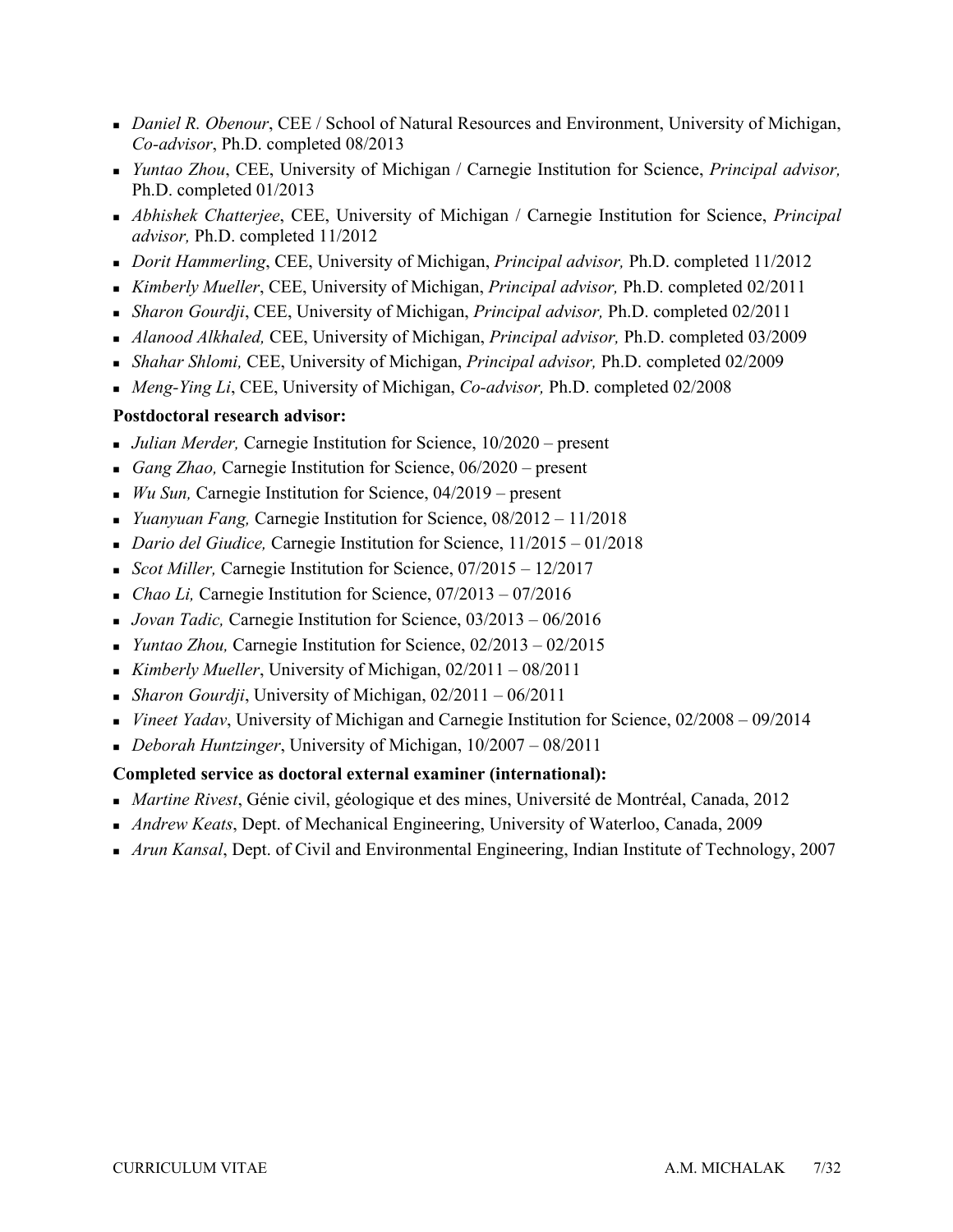- *Daniel R. Obenour*, CEE / School of Natural Resources and Environment, University of Michigan, *Co-advisor*, Ph.D. completed 08/2013
- *Yuntao Zhou*, CEE, University of Michigan / Carnegie Institution for Science, *Principal advisor,* Ph.D. completed 01/2013
- *Abhishek Chatterjee*, CEE, University of Michigan / Carnegie Institution for Science, *Principal advisor,* Ph.D. completed 11/2012
- *Dorit Hammerling*, CEE, University of Michigan, *Principal advisor,* Ph.D. completed 11/2012
- *Kimberly Mueller*, CEE, University of Michigan, *Principal advisor,* Ph.D. completed 02/2011
- *Sharon Gourdji*, CEE, University of Michigan, *Principal advisor,* Ph.D. completed 02/2011
- *Alanood Alkhaled,* CEE, University of Michigan, *Principal advisor,* Ph.D. completed 03/2009
- *Shahar Shlomi,* CEE, University of Michigan, *Principal advisor,* Ph.D. completed 02/2009
- *Meng-Ying Li*, CEE, University of Michigan, *Co-advisor,* Ph.D. completed 02/2008

**Postdoctoral research advisor:**

- *Julian Merder,* Carnegie Institution for Science, 10/2020 – present
- *Gang Zhao,* Carnegie Institution for Science, 06/2020 – present
- *Wu Sun,* Carnegie Institution for Science, 04/2019 – present
- *Yuanyuan Fang,* Carnegie Institution for Science, 08/2012 – 11/2018
- *Dario del Giudice,* Carnegie Institution for Science, 11/2015 – 01/2018
- *Scot Miller,* Carnegie Institution for Science, 07/2015 – 12/2017
- *Chao Li,* Carnegie Institution for Science, 07/2013 – 07/2016
- *Jovan Tadic,* Carnegie Institution for Science, 03/2013 – 06/2016
- *Yuntao Zhou,* Carnegie Institution for Science, 02/2013 – 02/2015
- *Kimberly Mueller*, University of Michigan, 02/2011 – 08/2011
- *Sharon Gourdji*, University of Michigan, 02/2011 – 06/2011
- *Vineet Yadav*, University of Michigan and Carnegie Institution for Science, 02/2008 – 09/2014
- *Deborah Huntzinger*, University of Michigan, 10/2007 – 08/2011

**Completed service as doctoral external examiner (international):**

- *Martine Rivest*, Génie civil, géologique et des mines, Université de Montréal, Canada, 2012
- *Andrew Keats*, Dept. of Mechanical Engineering, University of Waterloo, Canada, 2009
- *Arun Kansal*, Dept. of Civil and Environmental Engineering, Indian Institute of Technology, 2007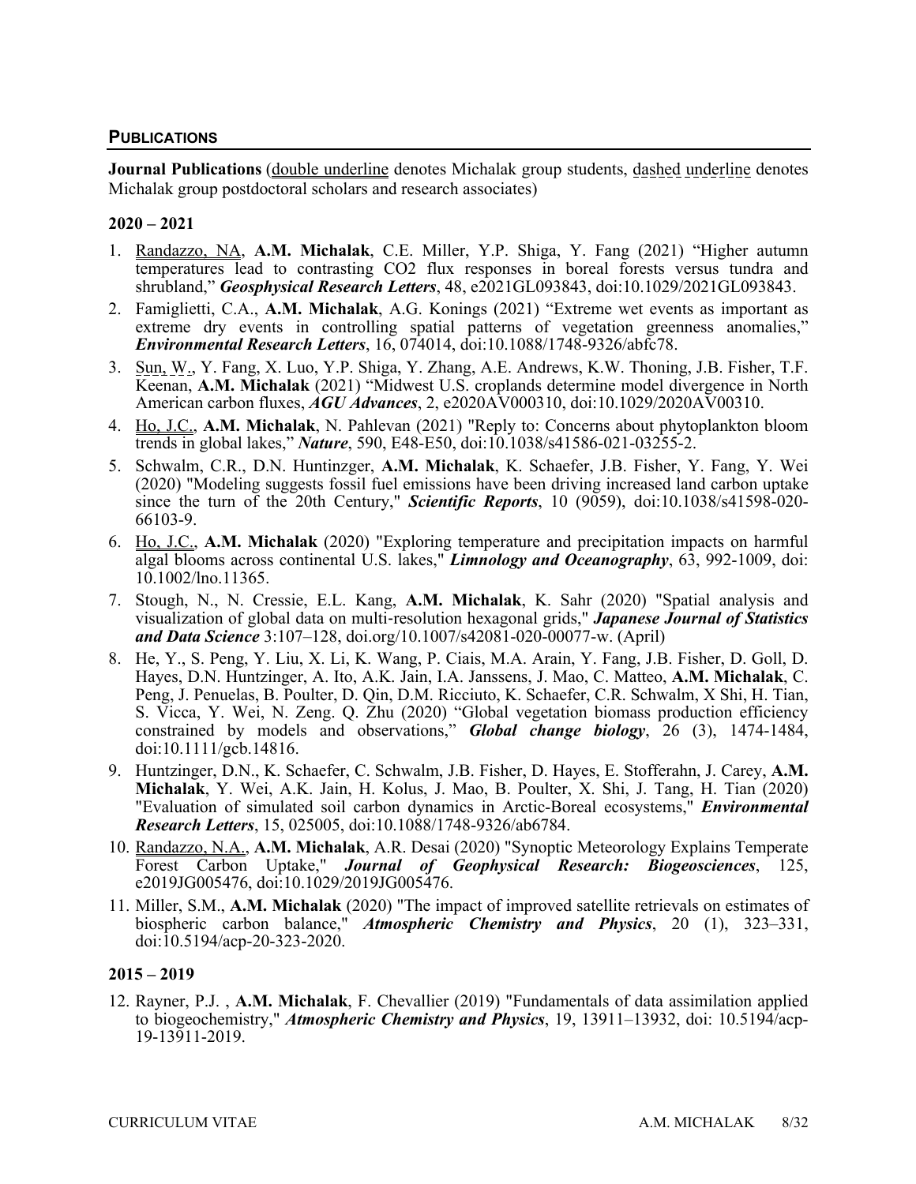## PUBLICATIONS

**Journal Publications** (double underline denotes Michalak group students, dashed underline denotes Michalak group postdoctoral scholars and research associates)

### 2020 – 2021

1. Randazzo, NA, **A.M. Michalak**, C.E. Miller, Y.P. Shiga, Y. Fang (2021) "Higher autumn temperatures lead to contrasting CO2 flux responses in boreal forests versus tundra and shrubland," ***Geophysical Research Letters***, 48, e2021GL093843, doi:10.1029/2021GL093843.
2. Famiglietti, C.A., **A.M. Michalak**, A.G. Konings (2021) "Extreme wet events as important as extreme dry events in controlling spatial patterns of vegetation greenness anomalies," ***Environmental Research Letters***, 16, 074014, doi:10.1088/1748-9326/abfc78.
3. Sun, W., Y. Fang, X. Luo, Y.P. Shiga, Y. Zhang, A.E. Andrews, K.W. Thoning, J.B. Fisher, T.F. Keenan, **A.M. Michalak** (2021) "Midwest U.S. croplands determine model divergence in North American carbon fluxes, ***AGU Advances***, 2, e2020AV000310, doi:10.1029/2020AV00310.
4. Ho, J.C., **A.M. Michalak**, N. Pahlevan (2021) "Reply to: Concerns about phytoplankton bloom trends in global lakes," ***Nature***, 590, E48-E50, doi:10.1038/s41586-021-03255-2.
5. Schwalm, C.R., D.N. Huntinzger, **A.M. Michalak**, K. Schaefer, J.B. Fisher, Y. Fang, Y. Wei (2020) "Modeling suggests fossil fuel emissions have been driving increased land carbon uptake since the turn of the 20th Century," ***Scientific Reports***, 10 (9059), doi:10.1038/s41598-020-66103-9.
6. Ho, J.C., **A.M. Michalak** (2020) "Exploring temperature and precipitation impacts on harmful algal blooms across continental U.S. lakes," ***Limnology and Oceanography***, 63, 992-1009, doi: 10.1002/lno.11365.
7. Stough, N., N. Cressie, E.L. Kang, **A.M. Michalak**, K. Sahr (2020) "Spatial analysis and visualization of global data on multi-resolution hexagonal grids," ***Japanese Journal of Statistics and Data Science*** 3:107–128, doi.org/10.1007/s42081-020-00077-w. (April)
8. He, Y., S. Peng, Y. Liu, X. Li, K. Wang, P. Ciais, M.A. Arain, Y. Fang, J.B. Fisher, D. Goll, D. Hayes, D.N. Huntzinger, A. Ito, A.K. Jain, I.A. Janssens, J. Mao, C. Matteo, **A.M. Michalak**, C. Peng, J. Penuelas, B. Poulter, D. Qin, D.M. Ricciuto, K. Schaefer, C.R. Schwalm, X Shi, H. Tian, S. Vicca, Y. Wei, N. Zeng. Q. Zhu (2020) "Global vegetation biomass production efficiency constrained by models and observations," ***Global change biology***, 26 (3), 1474-1484, doi:10.1111/gcb.14816.
9. Huntzinger, D.N., K. Schaefer, C. Schwalm, J.B. Fisher, D. Hayes, E. Stofferahn, J. Carey, **A.M. Michalak**, Y. Wei, A.K. Jain, H. Kolus, J. Mao, B. Poulter, X. Shi, J. Tang, H. Tian (2020) "Evaluation of simulated soil carbon dynamics in Arctic-Boreal ecosystems," ***Environmental Research Letters***, 15, 025005, doi:10.1088/1748-9326/ab6784.
10. Randazzo, N.A., **A.M. Michalak**, A.R. Desai (2020) "Synoptic Meteorology Explains Temperate Forest Carbon Uptake," ***Journal of Geophysical Research: Biogeosciences***, 125, e2019JG005476, doi:10.1029/2019JG005476.
11. Miller, S.M., **A.M. Michalak** (2020) "The impact of improved satellite retrievals on estimates of biospheric carbon balance," ***Atmospheric Chemistry and Physics***, 20 (1), 323–331, doi:10.5194/acp-20-323-2020.

### 2015 – 2019

12. Rayner, P.J. , **A.M. Michalak**, F. Chevallier (2019) "Fundamentals of data assimilation applied to biogeochemistry," ***Atmospheric Chemistry and Physics***, 19, 13911–13932, doi: 10.5194/acp-19-13911-2019.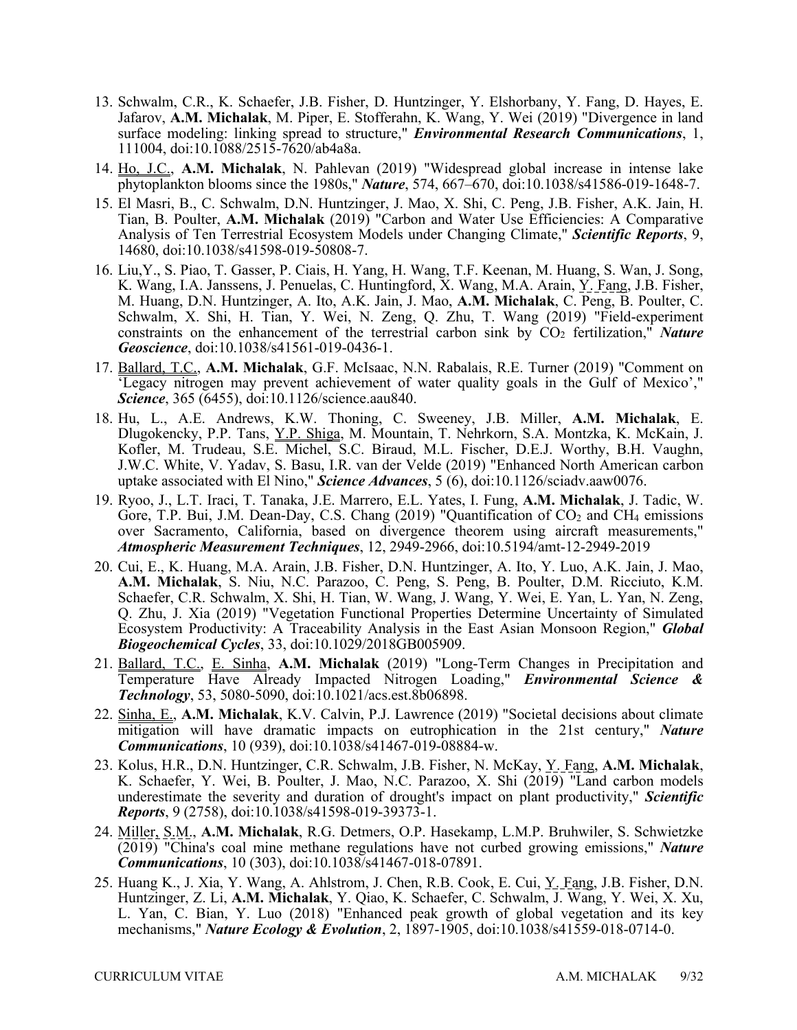13. Schwalm, C.R., K. Schaefer, J.B. Fisher, D. Huntzinger, Y. Elshorbany, Y. Fang, D. Hayes, E. Jafarov, **A.M. Michalak**, M. Piper, E. Stofferahn, K. Wang, Y. Wei (2019) "Divergence in land surface modeling: linking spread to structure," ***Environmental Research Communications***, 1, 111004, doi:10.1088/2515-7620/ab4a8a.

14. Ho, J.C., **A.M. Michalak**, N. Pahlevan (2019) "Widespread global increase in intense lake phytoplankton blooms since the 1980s," ***Nature***, 574, 667–670, doi:10.1038/s41586-019-1648-7.

15. El Masri, B., C. Schwalm, D.N. Huntzinger, J. Mao, X. Shi, C. Peng, J.B. Fisher, A.K. Jain, H. Tian, B. Poulter, **A.M. Michalak** (2019) "Carbon and Water Use Efficiencies: A Comparative Analysis of Ten Terrestrial Ecosystem Models under Changing Climate," ***Scientific Reports***, 9, 14680, doi:10.1038/s41598-019-50808-7.

16. Liu,Y., S. Piao, T. Gasser, P. Ciais, H. Yang, H. Wang, T.F. Keenan, M. Huang, S. Wan, J. Song, K. Wang, I.A. Janssens, J. Penuelas, C. Huntingford, X. Wang, M.A. Arain, Y. Fang, J.B. Fisher, M. Huang, D.N. Huntzinger, A. Ito, A.K. Jain, J. Mao, **A.M. Michalak**, C. Peng, B. Poulter, C. Schwalm, X. Shi, H. Tian, Y. Wei, N. Zeng, Q. Zhu, T. Wang (2019) "Field-experiment constraints on the enhancement of the terrestrial carbon sink by $CO_2$ fertilization," ***Nature Geoscience***, doi:10.1038/s41561-019-0436-1.

17. Ballard, T.C., **A.M. Michalak**, G.F. McIsaac, N.N. Rabalais, R.E. Turner (2019) "Comment on 'Legacy nitrogen may prevent achievement of water quality goals in the Gulf of Mexico'," ***Science***, 365 (6455), doi:10.1126/science.aau840.

18. Hu, L., A.E. Andrews, K.W. Thoning, C. Sweeney, J.B. Miller, **A.M. Michalak**, E. Dlugokencky, P.P. Tans, Y.P. Shiga, M. Mountain, T. Nehrkorn, S.A. Montzka, K. McKain, J. Kofler, M. Trudeau, S.E. Michel, S.C. Biraud, M.L. Fischer, D.E.J. Worthy, B.H. Vaughn, J.W.C. White, V. Yadav, S. Basu, I.R. van der Velde (2019) "Enhanced North American carbon uptake associated with El Nino," ***Science Advances***, 5 (6), doi:10.1126/sciadv.aaw0076.

19. Ryoo, J., L.T. Iraci, T. Tanaka, J.E. Marrero, E.L. Yates, I. Fung, **A.M. Michalak**, J. Tadic, W. Gore, T.P. Bui, J.M. Dean-Day, C.S. Chang (2019) "Quantification of $CO_2$ and $CH_4$ emissions over Sacramento, California, based on divergence theorem using aircraft measurements," ***Atmospheric Measurement Techniques***, 12, 2949-2966, doi:10.5194/amt-12-2949-2019

20. Cui, E., K. Huang, M.A. Arain, J.B. Fisher, D.N. Huntzinger, A. Ito, Y. Luo, A.K. Jain, J. Mao, **A.M. Michalak**, S. Niu, N.C. Parazoo, C. Peng, S. Peng, B. Poulter, D.M. Ricciuto, K.M. Schaefer, C.R. Schwalm, X. Shi, H. Tian, W. Wang, J. Wang, Y. Wei, E. Yan, L. Yan, N. Zeng, Q. Zhu, J. Xia (2019) "Vegetation Functional Properties Determine Uncertainty of Simulated Ecosystem Productivity: A Traceability Analysis in the East Asian Monsoon Region," ***Global Biogeochemical Cycles***, 33, doi:10.1029/2018GB005909.

21. Ballard, T.C., E. Sinha, **A.M. Michalak** (2019) "Long-Term Changes in Precipitation and Temperature Have Already Impacted Nitrogen Loading," ***Environmental Science & Technology***, 53, 5080-5090, doi:10.1021/acs.est.8b06898.

22. Sinha, E., **A.M. Michalak**, K.V. Calvin, P.J. Lawrence (2019) "Societal decisions about climate mitigation will have dramatic impacts on eutrophication in the 21st century," ***Nature Communications***, 10 (939), doi:10.1038/s41467-019-08884-w.

23. Kolus, H.R., D.N. Huntzinger, C.R. Schwalm, J.B. Fisher, N. McKay, Y. Fang, **A.M. Michalak**, K. Schaefer, Y. Wei, B. Poulter, J. Mao, N.C. Parazoo, X. Shi (2019) "Land carbon models underestimate the severity and duration of drought's impact on plant productivity," ***Scientific Reports***, 9 (2758), doi:10.1038/s41598-019-39373-1.

24. Miller, S.M., **A.M. Michalak**, R.G. Detmers, O.P. Hasekamp, L.M.P. Bruhwiler, S. Schwietzke (2019) "China's coal mine methane regulations have not curbed growing emissions," ***Nature Communications***, 10 (303), doi:10.1038/s41467-018-07891.

25. Huang K., J. Xia, Y. Wang, A. Ahlstrom, J. Chen, R.B. Cook, E. Cui, Y. Fang, J.B. Fisher, D.N. Huntzinger, Z. Li, **A.M. Michalak**, Y. Qiao, K. Schaefer, C. Schwalm, J. Wang, Y. Wei, X. Xu, L. Yan, C. Bian, Y. Luo (2018) "Enhanced peak growth of global vegetation and its key mechanisms," ***Nature Ecology & Evolution***, 2, 1897-1905, doi:10.1038/s41559-018-0714-0.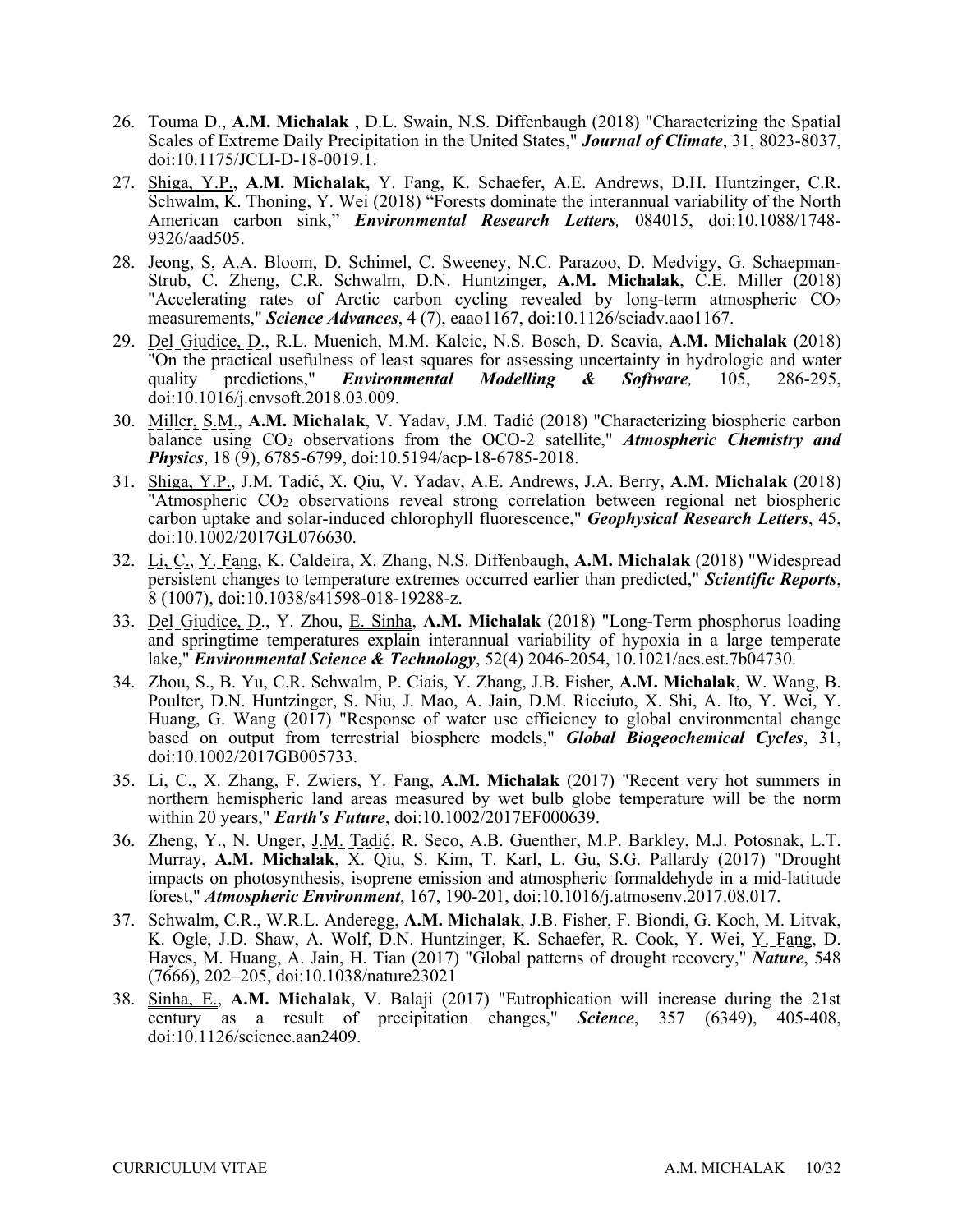26. Touma D., **A.M. Michalak** , D.L. Swain, N.S. Diffenbaugh (2018) "Characterizing the Spatial Scales of Extreme Daily Precipitation in the United States," ***Journal of Climate***, 31, 8023-8037, doi:10.1175/JCLI-D-18-0019.1.
27. Shiga, Y.P., **A.M. Michalak**, Y. Fang, K. Schaefer, A.E. Andrews, D.H. Huntzinger, C.R. Schwalm, K. Thoning, Y. Wei (2018) "Forests dominate the interannual variability of the North American carbon sink," ***Environmental Research Letters,*** 084015, doi:10.1088/1748-9326/aad505.
28. Jeong, S, A.A. Bloom, D. Schimel, C. Sweeney, N.C. Parazoo, D. Medvigy, G. Schaepman-Strub, C. Zheng, C.R. Schwalm, D.N. Huntzinger, **A.M. Michalak**, C.E. Miller (2018) "Accelerating rates of Arctic carbon cycling revealed by long-term atmospheric $CO_2$ measurements," ***Science Advances***, 4 (7), eaao1167, doi:10.1126/sciadv.aao1167.
29. Del Giudice, D., R.L. Muenich, M.M. Kalcic, N.S. Bosch, D. Scavia, **A.M. Michalak** (2018) "On the practical usefulness of least squares for assessing uncertainty in hydrologic and water quality predictions," ***Environmental Modelling & Software,*** 105, 286-295, doi:10.1016/j.envsoft.2018.03.009.
30. Miller, S.M., **A.M. Michalak**, V. Yadav, J.M. Tadić (2018) "Characterizing biospheric carbon balance using $CO_2$ observations from the OCO-2 satellite," ***Atmospheric Chemistry and Physics***, 18 (9), 6785-6799, doi:10.5194/acp-18-6785-2018.
31. Shiga, Y.P., J.M. Tadić, X. Qiu, V. Yadav, A.E. Andrews, J.A. Berry, **A.M. Michalak** (2018) "Atmospheric $CO_2$ observations reveal strong correlation between regional net biospheric carbon uptake and solar-induced chlorophyll fluorescence," ***Geophysical Research Letters***, 45, doi:10.1002/2017GL076630.
32. Li, C., Y. Fang, K. Caldeira, X. Zhang, N.S. Diffenbaugh, **A.M. Michalak** (2018) "Widespread persistent changes to temperature extremes occurred earlier than predicted," ***Scientific Reports***, 8 (1007), doi:10.1038/s41598-018-19288-z.
33. Del Giudice, D., Y. Zhou, E. Sinha, **A.M. Michalak** (2018) "Long-Term phosphorus loading and springtime temperatures explain interannual variability of hypoxia in a large temperate lake," ***Environmental Science & Technology***, 52(4) 2046-2054, 10.1021/acs.est.7b04730.
34. Zhou, S., B. Yu, C.R. Schwalm, P. Ciais, Y. Zhang, J.B. Fisher, **A.M. Michalak**, W. Wang, B. Poulter, D.N. Huntzinger, S. Niu, J. Mao, A. Jain, D.M. Ricciuto, X. Shi, A. Ito, Y. Wei, Y. Huang, G. Wang (2017) "Response of water use efficiency to global environmental change based on output from terrestrial biosphere models," ***Global Biogeochemical Cycles***, 31, doi:10.1002/2017GB005733.
35. Li, C., X. Zhang, F. Zwiers, Y. Fang, **A.M. Michalak** (2017) "Recent very hot summers in northern hemispheric land areas measured by wet bulb globe temperature will be the norm within 20 years," ***Earth's Future***, doi:10.1002/2017EF000639.
36. Zheng, Y., N. Unger, J.M. Tadić, R. Seco, A.B. Guenther, M.P. Barkley, M.J. Potosnak, L.T. Murray, **A.M. Michalak**, X. Qiu, S. Kim, T. Karl, L. Gu, S.G. Pallardy (2017) "Drought impacts on photosynthesis, isoprene emission and atmospheric formaldehyde in a mid-latitude forest," ***Atmospheric Environment***, 167, 190-201, doi:10.1016/j.atmosenv.2017.08.017.
37. Schwalm, C.R., W.R.L. Anderegg, **A.M. Michalak**, J.B. Fisher, F. Biondi, G. Koch, M. Litvak, K. Ogle, J.D. Shaw, A. Wolf, D.N. Huntzinger, K. Schaefer, R. Cook, Y. Wei, Y. Fang, D. Hayes, M. Huang, A. Jain, H. Tian (2017) "Global patterns of drought recovery," ***Nature***, 548 (7666), 202–205, doi:10.1038/nature23021
38. Sinha, E., **A.M. Michalak**, V. Balaji (2017) "Eutrophication will increase during the 21st century as a result of precipitation changes," ***Science***, 357 (6349), 405-408, doi:10.1126/science.aan2409.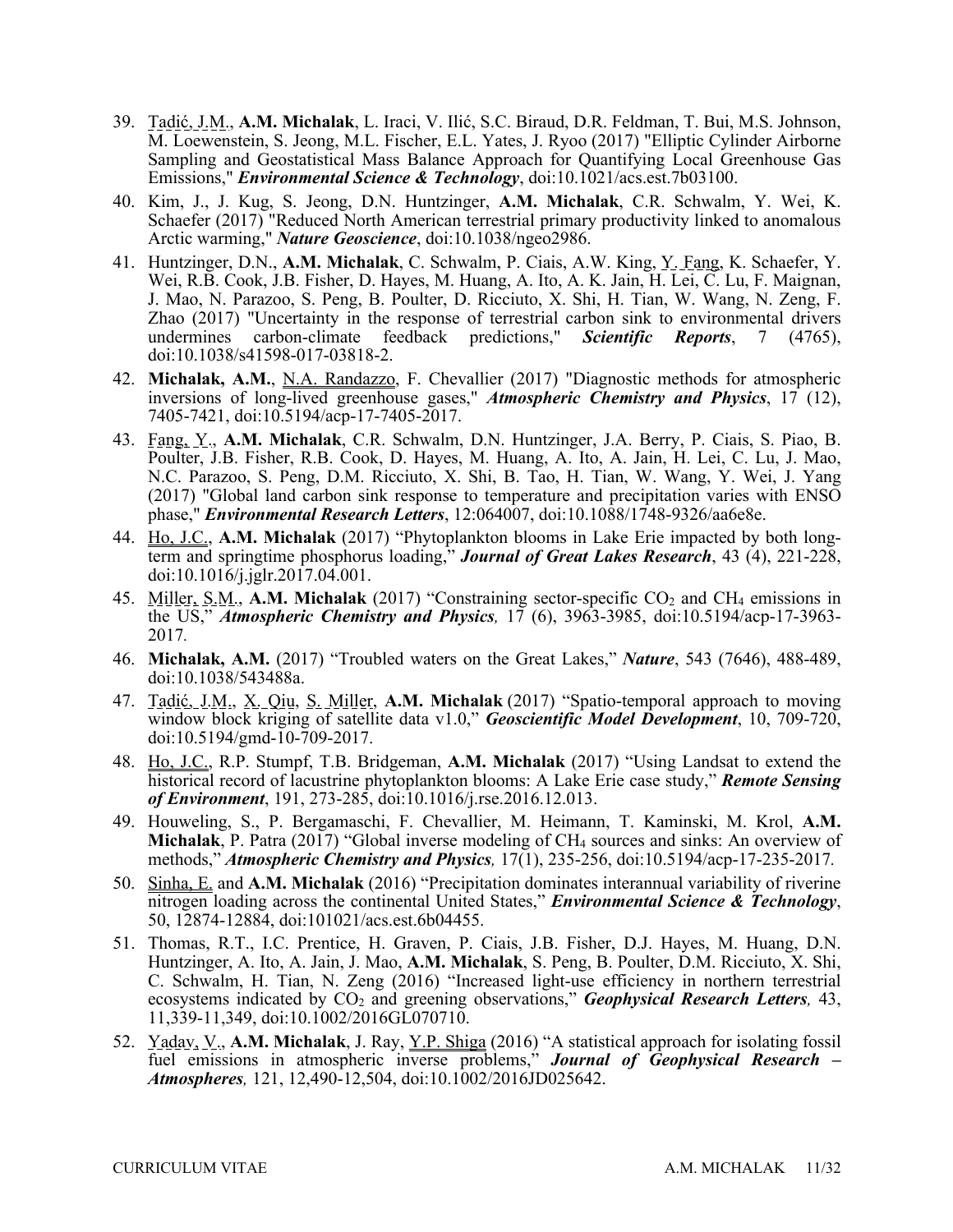39. Tadić, J.M., **A.M. Michalak**, L. Iraci, V. Ilić, S.C. Biraud, D.R. Feldman, T. Bui, M.S. Johnson, M. Loewenstein, S. Jeong, M.L. Fischer, E.L. Yates, J. Ryoo (2017) "Elliptic Cylinder Airborne Sampling and Geostatistical Mass Balance Approach for Quantifying Local Greenhouse Gas Emissions," ***Environmental Science & Technology***, doi:10.1021/acs.est.7b03100.

40. Kim, J., J. Kug, S. Jeong, D.N. Huntzinger, **A.M. Michalak**, C.R. Schwalm, Y. Wei, K. Schaefer (2017) "Reduced North American terrestrial primary productivity linked to anomalous Arctic warming," ***Nature Geoscience***, doi:10.1038/ngeo2986.

41. Huntzinger, D.N., **A.M. Michalak**, C. Schwalm, P. Ciais, A.W. King, Y. Fang, K. Schaefer, Y. Wei, R.B. Cook, J.B. Fisher, D. Hayes, M. Huang, A. Ito, A. K. Jain, H. Lei, C. Lu, F. Maignan, J. Mao, N. Parazoo, S. Peng, B. Poulter, D. Ricciuto, X. Shi, H. Tian, W. Wang, N. Zeng, F. Zhao (2017) "Uncertainty in the response of terrestrial carbon sink to environmental drivers undermines carbon-climate feedback predictions," ***Scientific Reports***, 7 (4765), doi:10.1038/s41598-017-03818-2.

42. **Michalak, A.M.**, N.A. Randazzo, F. Chevallier (2017) "Diagnostic methods for atmospheric inversions of long-lived greenhouse gases," ***Atmospheric Chemistry and Physics***, 17 (12), 7405-7421, doi:10.5194/acp-17-7405-2017.

43. Fang, Y., **A.M. Michalak**, C.R. Schwalm, D.N. Huntzinger, J.A. Berry, P. Ciais, S. Piao, B. Poulter, J.B. Fisher, R.B. Cook, D. Hayes, M. Huang, A. Ito, A. Jain, H. Lei, C. Lu, J. Mao, N.C. Parazoo, S. Peng, D.M. Ricciuto, X. Shi, B. Tao, H. Tian, W. Wang, Y. Wei, J. Yang (2017) "Global land carbon sink response to temperature and precipitation varies with ENSO phase," ***Environmental Research Letters***, 12:064007, doi:10.1088/1748-9326/aa6e8e.

44. Ho, J.C., **A.M. Michalak** (2017) "Phytoplankton blooms in Lake Erie impacted by both long-term and springtime phosphorus loading," ***Journal of Great Lakes Research***, 43 (4), 221-228, doi:10.1016/j.jglr.2017.04.001.

45. Miller, S.M., **A.M. Michalak** (2017) "Constraining sector-specific $CO_2$ and $CH_4$ emissions in the US," ***Atmospheric Chemistry and Physics,*** 17 (6), 3963-3985, doi:10.5194/acp-17-3963-2017*.*

46. **Michalak, A.M.** (2017) "Troubled waters on the Great Lakes," ***Nature***, 543 (7646), 488-489, doi:10.1038/543488a.

47. Tadić, J.M., X. Qiu, S. Miller, **A.M. Michalak** (2017) "Spatio-temporal approach to moving window block kriging of satellite data v1.0," ***Geoscientific Model Development***, 10, 709-720, doi:10.5194/gmd-10-709-2017.

48. Ho, J.C., R.P. Stumpf, T.B. Bridgeman, **A.M. Michalak** (2017) "Using Landsat to extend the historical record of lacustrine phytoplankton blooms: A Lake Erie case study," ***Remote Sensing of Environment***, 191, 273-285, doi:10.1016/j.rse.2016.12.013.

49. Houweling, S., P. Bergamaschi, F. Chevallier, M. Heimann, T. Kaminski, M. Krol, **A.M. Michalak**, P. Patra (2017) "Global inverse modeling of $CH_4$ sources and sinks: An overview of methods," ***Atmospheric Chemistry and Physics,*** 17(1), 235-256, doi:10.5194/acp-17-235-2017*.*

50. Sinha, E. and **A.M. Michalak** (2016) "Precipitation dominates interannual variability of riverine nitrogen loading across the continental United States," ***Environmental Science & Technology***, 50, 12874-12884, doi:101021/acs.est.6b04455.

51. Thomas, R.T., I.C. Prentice, H. Graven, P. Ciais, J.B. Fisher, D.J. Hayes, M. Huang, D.N. Huntzinger, A. Ito, A. Jain, J. Mao, **A.M. Michalak**, S. Peng, B. Poulter, D.M. Ricciuto, X. Shi, C. Schwalm, H. Tian, N. Zeng (2016) "Increased light-use efficiency in northern terrestrial ecosystems indicated by $CO_2$ and greening observations," ***Geophysical Research Letters,*** 43, 11,339-11,349, doi:10.1002/2016GL070710.

52. Yadav, V., **A.M. Michalak**, J. Ray, Y.P. Shiga (2016) "A statistical approach for isolating fossil fuel emissions in atmospheric inverse problems," ***Journal of Geophysical Research – Atmospheres,*** 121, 12,490-12,504, doi:10.1002/2016JD025642.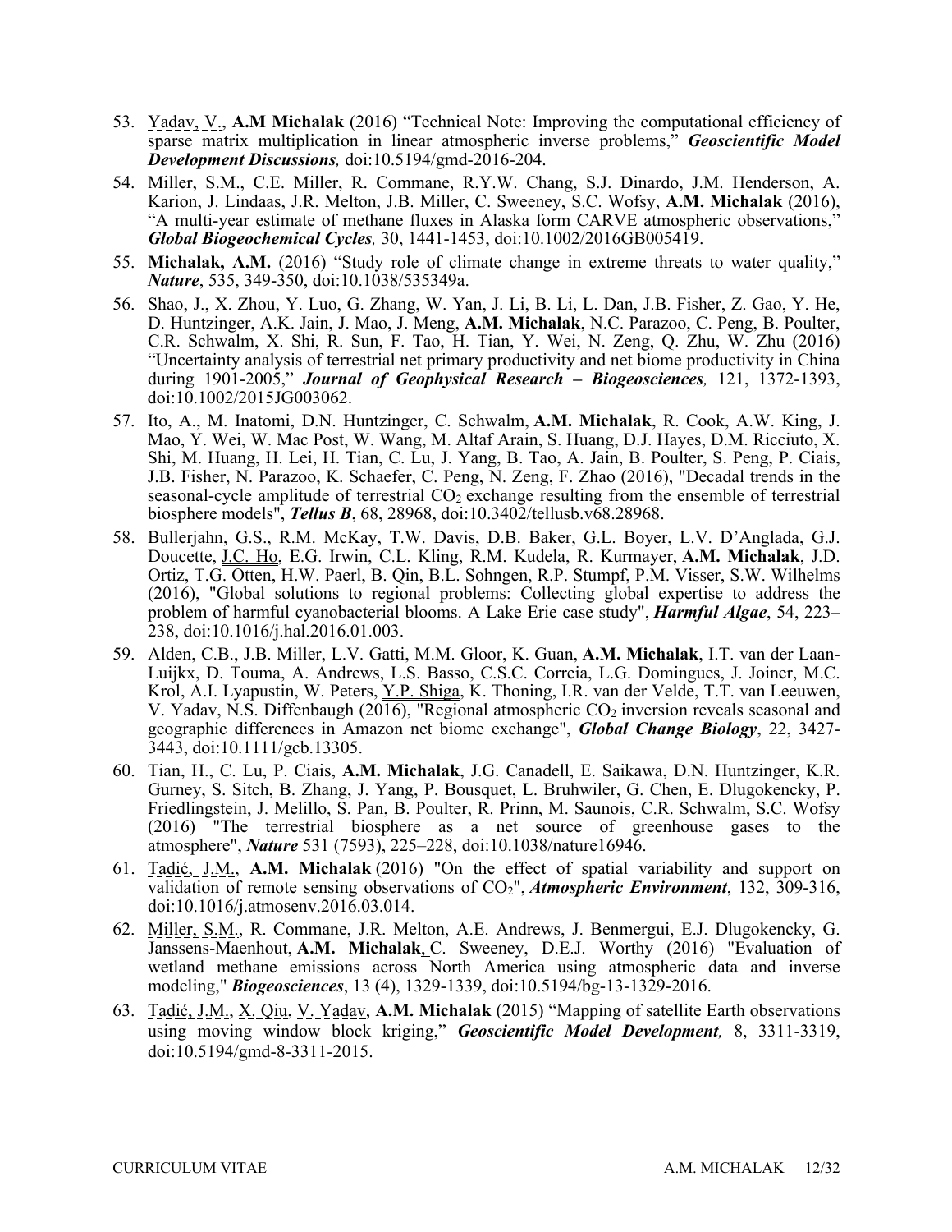53. Yadav, V., **A.M Michalak** (2016) "Technical Note: Improving the computational efficiency of sparse matrix multiplication in linear atmospheric inverse problems," ***Geoscientific Model Development Discussions,*** doi:10.5194/gmd-2016-204.

54. Miller, S.M., C.E. Miller, R. Commane, R.Y.W. Chang, S.J. Dinardo, J.M. Henderson, A. Karion, J. Lindaas, J.R. Melton, J.B. Miller, C. Sweeney, S.C. Wofsy, **A.M. Michalak** (2016), "A multi-year estimate of methane fluxes in Alaska form CARVE atmospheric observations," ***Global Biogeochemical Cycles,*** 30, 1441-1453, doi:10.1002/2016GB005419.

55. **Michalak, A.M.** (2016) "Study role of climate change in extreme threats to water quality," ***Nature***, 535, 349-350, doi:10.1038/535349a.

56. Shao, J., X. Zhou, Y. Luo, G. Zhang, W. Yan, J. Li, B. Li, L. Dan, J.B. Fisher, Z. Gao, Y. He, D. Huntzinger, A.K. Jain, J. Mao, J. Meng, **A.M. Michalak**, N.C. Parazoo, C. Peng, B. Poulter, C.R. Schwalm, X. Shi, R. Sun, F. Tao, H. Tian, Y. Wei, N. Zeng, Q. Zhu, W. Zhu (2016) "Uncertainty analysis of terrestrial net primary productivity and net biome productivity in China during 1901-2005," ***Journal of Geophysical Research – Biogeosciences,*** 121, 1372-1393, doi:10.1002/2015JG003062.

57. Ito, A., M. Inatomi, D.N. Huntzinger, C. Schwalm, **A.M. Michalak**, R. Cook, A.W. King, J. Mao, Y. Wei, W. Mac Post, W. Wang, M. Altaf Arain, S. Huang, D.J. Hayes, D.M. Ricciuto, X. Shi, M. Huang, H. Lei, H. Tian, C. Lu, J. Yang, B. Tao, A. Jain, B. Poulter, S. Peng, P. Ciais, J.B. Fisher, N. Parazoo, K. Schaefer, C. Peng, N. Zeng, F. Zhao (2016), "Decadal trends in the seasonal-cycle amplitude of terrestrial $CO_2$ exchange resulting from the ensemble of terrestrial biosphere models", ***Tellus B***, 68, 28968, doi:10.3402/tellusb.v68.28968.

58. Bullerjahn, G.S., R.M. McKay, T.W. Davis, D.B. Baker, G.L. Boyer, L.V. D'Anglada, G.J. Doucette, J.C. Ho, E.G. Irwin, C.L. Kling, R.M. Kudela, R. Kurmayer, **A.M. Michalak**, J.D. Ortiz, T.G. Otten, H.W. Paerl, B. Qin, B.L. Sohngen, R.P. Stumpf, P.M. Visser, S.W. Wilhelms (2016), "Global solutions to regional problems: Collecting global expertise to address the problem of harmful cyanobacterial blooms. A Lake Erie case study", ***Harmful Algae***, 54, 223–238, doi:10.1016/j.hal.2016.01.003.

59. Alden, C.B., J.B. Miller, L.V. Gatti, M.M. Gloor, K. Guan, **A.M. Michalak**, I.T. van der Laan-Luijkx, D. Touma, A. Andrews, L.S. Basso, C.S.C. Correia, L.G. Domingues, J. Joiner, M.C. Krol, A.I. Lyapustin, W. Peters, Y.P. Shiga, K. Thoning, I.R. van der Velde, T.T. van Leeuwen, V. Yadav, N.S. Diffenbaugh (2016), "Regional atmospheric $CO_2$ inversion reveals seasonal and geographic differences in Amazon net biome exchange", ***Global Change Biology***, 22, 3427-3443, doi:10.1111/gcb.13305.

60. Tian, H., C. Lu, P. Ciais, **A.M. Michalak**, J.G. Canadell, E. Saikawa, D.N. Huntzinger, K.R. Gurney, S. Sitch, B. Zhang, J. Yang, P. Bousquet, L. Bruhwiler, G. Chen, E. Dlugokencky, P. Friedlingstein, J. Melillo, S. Pan, B. Poulter, R. Prinn, M. Saunois, C.R. Schwalm, S.C. Wofsy (2016) "The terrestrial biosphere as a net source of greenhouse gases to the atmosphere", ***Nature*** 531 (7593), 225–228, doi:10.1038/nature16946.

61. Tadić, J.M., **A.M. Michalak** (2016) "On the effect of spatial variability and support on validation of remote sensing observations of $CO_2$", ***Atmospheric Environment***, 132, 309-316, doi:10.1016/j.atmosenv.2016.03.014.

62. Miller, S.M., R. Commane, J.R. Melton, A.E. Andrews, J. Benmergui, E.J. Dlugokencky, G. Janssens-Maenhout, **A.M. Michalak**, C. Sweeney, D.E.J. Worthy (2016) "Evaluation of wetland methane emissions across North America using atmospheric data and inverse modeling," ***Biogeosciences***, 13 (4), 1329-1339, doi:10.5194/bg-13-1329-2016.

63. Tadić, J.M., X. Qiu, V. Yadav, **A.M. Michalak** (2015) "Mapping of satellite Earth observations using moving window block kriging," ***Geoscientific Model Development,*** 8, 3311-3319, doi:10.5194/gmd-8-3311-2015.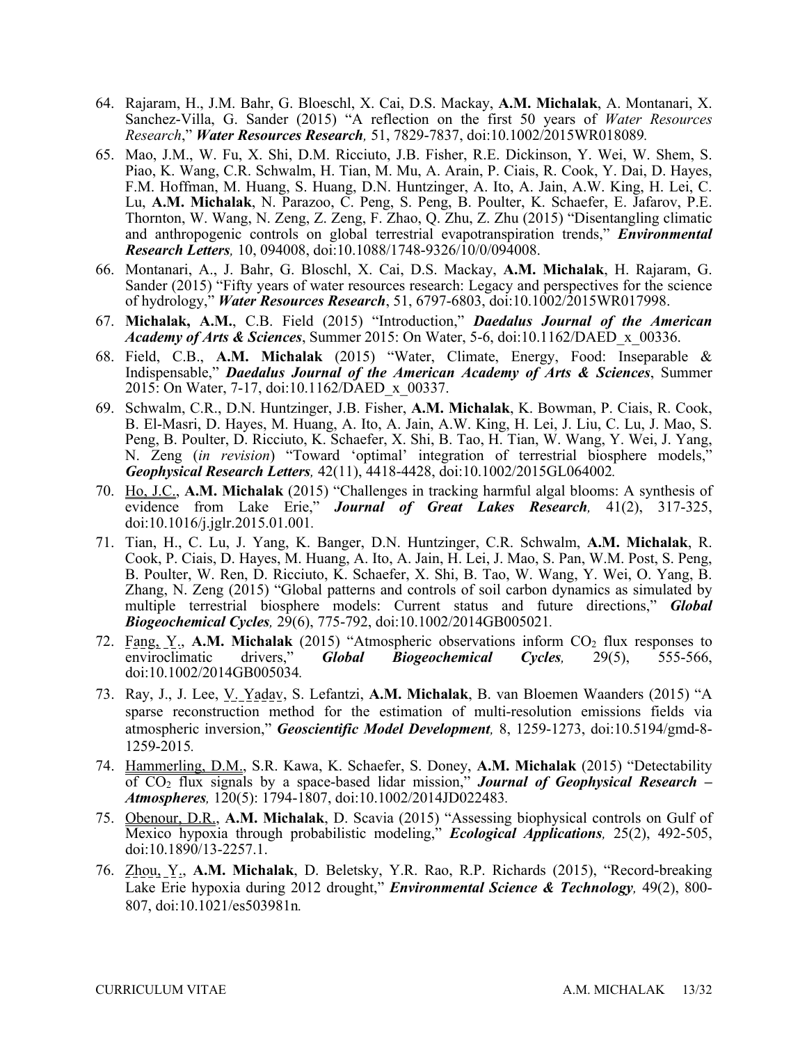64. Rajaram, H., J.M. Bahr, G. Bloeschl, X. Cai, D.S. Mackay, **A.M. Michalak**, A. Montanari, X. Sanchez-Villa, G. Sander (2015) "A reflection on the first 50 years of *Water Resources Research*," ***Water Resources Research,*** 51, 7829-7837, doi:10.1002/2015WR018089.

65. Mao, J.M., W. Fu, X. Shi, D.M. Ricciuto, J.B. Fisher, R.E. Dickinson, Y. Wei, W. Shem, S. Piao, K. Wang, C.R. Schwalm, H. Tian, M. Mu, A. Arain, P. Ciais, R. Cook, Y. Dai, D. Hayes, F.M. Hoffman, M. Huang, S. Huang, D.N. Huntzinger, A. Ito, A. Jain, A.W. King, H. Lei, C. Lu, **A.M. Michalak**, N. Parazoo, C. Peng, S. Peng, B. Poulter, K. Schaefer, E. Jafarov, P.E. Thornton, W. Wang, N. Zeng, Z. Zeng, F. Zhao, Q. Zhu, Z. Zhu (2015) "Disentangling climatic and anthropogenic controls on global terrestrial evapotranspiration trends," ***Environmental Research Letters,*** 10, 094008, doi:10.1088/1748-9326/10/0/094008.

66. Montanari, A., J. Bahr, G. Bloschl, X. Cai, D.S. Mackay, **A.M. Michalak**, H. Rajaram, G. Sander (2015) "Fifty years of water resources research: Legacy and perspectives for the science of hydrology," ***Water Resources Research***, 51, 6797-6803, doi:10.1002/2015WR017998.

67. **Michalak, A.M.**, C.B. Field (2015) "Introduction," ***Daedalus Journal of the American Academy of Arts & Sciences***, Summer 2015: On Water, 5-6, doi:10.1162/DAED_x_00336.

68. Field, C.B., **A.M. Michalak** (2015) "Water, Climate, Energy, Food: Inseparable & Indispensable," ***Daedalus Journal of the American Academy of Arts & Sciences***, Summer 2015: On Water, 7-17, doi:10.1162/DAED_x_00337.

69. Schwalm, C.R., D.N. Huntzinger, J.B. Fisher, **A.M. Michalak**, K. Bowman, P. Ciais, R. Cook, B. El-Masri, D. Hayes, M. Huang, A. Ito, A. Jain, A.W. King, H. Lei, J. Liu, C. Lu, J. Mao, S. Peng, B. Poulter, D. Ricciuto, K. Schaefer, X. Shi, B. Tao, H. Tian, W. Wang, Y. Wei, J. Yang, N. Zeng (*in revision*) "Toward 'optimal' integration of terrestrial biosphere models," ***Geophysical Research Letters,*** 42(11), 4418-4428, doi:10.1002/2015GL064002.

70. Ho, J.C., **A.M. Michalak** (2015) "Challenges in tracking harmful algal blooms: A synthesis of evidence from Lake Erie," ***Journal of Great Lakes Research,*** 41(2), 317-325, doi:10.1016/j.jglr.2015.01.001.

71. Tian, H., C. Lu, J. Yang, K. Banger, D.N. Huntzinger, C.R. Schwalm, **A.M. Michalak**, R. Cook, P. Ciais, D. Hayes, M. Huang, A. Ito, A. Jain, H. Lei, J. Mao, S. Pan, W.M. Post, S. Peng, B. Poulter, W. Ren, D. Ricciuto, K. Schaefer, X. Shi, B. Tao, W. Wang, Y. Wei, O. Yang, B. Zhang, N. Zeng (2015) "Global patterns and controls of soil carbon dynamics as simulated by multiple terrestrial biosphere models: Current status and future directions," ***Global Biogeochemical Cycles,*** 29(6), 775-792, doi:10.1002/2014GB005021.

72. Fang, Y., **A.M. Michalak** (2015) "Atmospheric observations inform $CO_2$ flux responses to enviroclimatic drivers," ***Global Biogeochemical Cycles,*** 29(5), 555-566, doi:10.1002/2014GB005034.

73. Ray, J., J. Lee, V. Yadav, S. Lefantzi, **A.M. Michalak**, B. van Bloemen Waanders (2015) "A sparse reconstruction method for the estimation of multi-resolution emissions fields via atmospheric inversion," ***Geoscientific Model Development,*** 8, 1259-1273, doi:10.5194/gmd-8-1259-2015.

74. Hammerling, D.M., S.R. Kawa, K. Schaefer, S. Doney, **A.M. Michalak** (2015) "Detectability of $CO_2$ flux signals by a space-based lidar mission," ***Journal of Geophysical Research – Atmospheres,*** 120(5): 1794-1807, doi:10.1002/2014JD022483.

75. Obenour, D.R., **A.M. Michalak**, D. Scavia (2015) "Assessing biophysical controls on Gulf of Mexico hypoxia through probabilistic modeling," ***Ecological Applications,*** 25(2), 492-505, doi:10.1890/13-2257.1.

76. Zhou, Y., **A.M. Michalak**, D. Beletsky, Y.R. Rao, R.P. Richards (2015), "Record-breaking Lake Erie hypoxia during 2012 drought," ***Environmental Science & Technology,*** 49(2), 800-807, doi:10.1021/es503981n.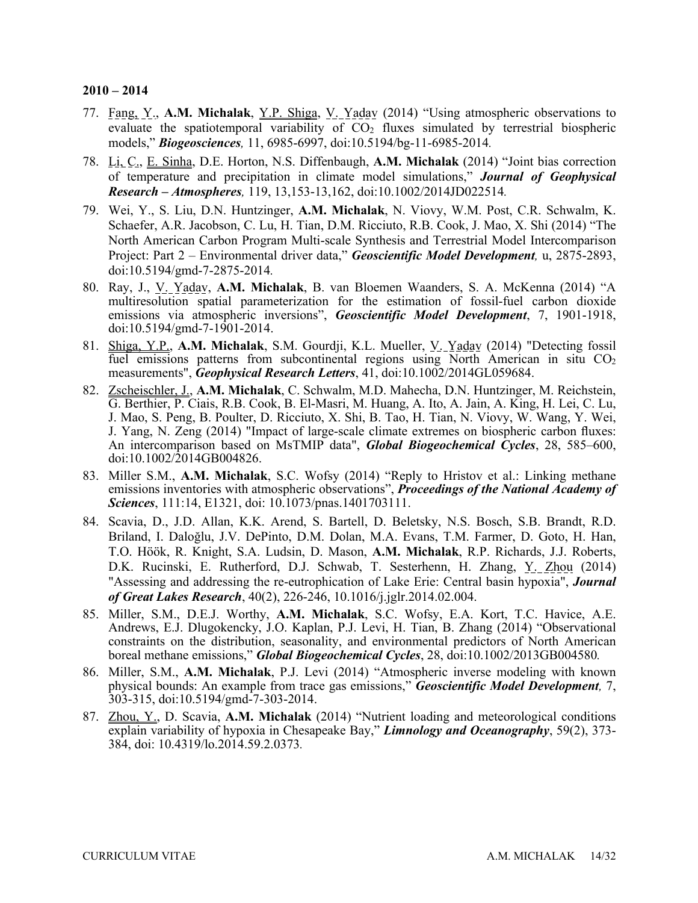**2010 – 2014**

77. Fang, Y., **A.M. Michalak**, Y.P. Shiga, V. Yadav (2014) "Using atmospheric observations to evaluate the spatiotemporal variability of $CO_2$ fluxes simulated by terrestrial biospheric models," ***Biogeosciences,*** 11, 6985-6997, doi:10.5194/bg-11-6985-2014.
78. Li, C., E. Sinha, D.E. Horton, N.S. Diffenbaugh, **A.M. Michalak** (2014) "Joint bias correction of temperature and precipitation in climate model simulations," ***Journal of Geophysical Research – Atmospheres,*** 119, 13,153-13,162, doi:10.1002/2014JD022514.
79. Wei, Y., S. Liu, D.N. Huntzinger, **A.M. Michalak**, N. Viovy, W.M. Post, C.R. Schwalm, K. Schaefer, A.R. Jacobson, C. Lu, H. Tian, D.M. Ricciuto, R.B. Cook, J. Mao, X. Shi (2014) "The North American Carbon Program Multi-scale Synthesis and Terrestrial Model Intercomparison Project: Part 2 – Environmental driver data," ***Geoscientific Model Development,*** u, 2875-2893, doi:10.5194/gmd-7-2875-2014.
80. Ray, J., V. Yadav, **A.M. Michalak**, B. van Bloemen Waanders, S. A. McKenna (2014) "A multiresolution spatial parameterization for the estimation of fossil-fuel carbon dioxide emissions via atmospheric inversions", ***Geoscientific Model Development***, 7, 1901-1918, doi:10.5194/gmd-7-1901-2014.
81. Shiga, Y.P., **A.M. Michalak**, S.M. Gourdji, K.L. Mueller, V. Yadav (2014) "Detecting fossil fuel emissions patterns from subcontinental regions using North American in situ $CO_2$ measurements", ***Geophysical Research Letters***, 41, doi:10.1002/2014GL059684.
82. Zscheischler, J., **A.M. Michalak**, C. Schwalm, M.D. Mahecha, D.N. Huntzinger, M. Reichstein, G. Berthier, P. Ciais, R.B. Cook, B. El-Masri, M. Huang, A. Ito, A. Jain, A. King, H. Lei, C. Lu, J. Mao, S. Peng, B. Poulter, D. Ricciuto, X. Shi, B. Tao, H. Tian, N. Viovy, W. Wang, Y. Wei, J. Yang, N. Zeng (2014) "Impact of large-scale climate extremes on biospheric carbon fluxes: An intercomparison based on MsTMIP data", ***Global Biogeochemical Cycles***, 28, 585–600, doi:10.1002/2014GB004826.
83. Miller S.M., **A.M. Michalak**, S.C. Wofsy (2014) "Reply to Hristov et al.: Linking methane emissions inventories with atmospheric observations", ***Proceedings of the National Academy of Sciences***, 111:14, E1321, doi: 10.1073/pnas.1401703111.
84. Scavia, D., J.D. Allan, K.K. Arend, S. Bartell, D. Beletsky, N.S. Bosch, S.B. Brandt, R.D. Briland, I. Daloğlu, J.V. DePinto, D.M. Dolan, M.A. Evans, T.M. Farmer, D. Goto, H. Han, T.O. Höök, R. Knight, S.A. Ludsin, D. Mason, **A.M. Michalak**, R.P. Richards, J.J. Roberts, D.K. Rucinski, E. Rutherford, D.J. Schwab, T. Sesterhenn, H. Zhang, Y. Zhou (2014) "Assessing and addressing the re-eutrophication of Lake Erie: Central basin hypoxia", ***Journal of Great Lakes Research***, 40(2), 226-246, 10.1016/j.jglr.2014.02.004.
85. Miller, S.M., D.E.J. Worthy, **A.M. Michalak**, S.C. Wofsy, E.A. Kort, T.C. Havice, A.E. Andrews, E.J. Dlugokencky, J.O. Kaplan, P.J. Levi, H. Tian, B. Zhang (2014) "Observational constraints on the distribution, seasonality, and environmental predictors of North American boreal methane emissions," ***Global Biogeochemical Cycles***, 28, doi:10.1002/2013GB004580.
86. Miller, S.M., **A.M. Michalak**, P.J. Levi (2014) "Atmospheric inverse modeling with known physical bounds: An example from trace gas emissions," ***Geoscientific Model Development,*** 7, 303-315, doi:10.5194/gmd-7-303-2014.
87. Zhou, Y., D. Scavia, **A.M. Michalak** (2014) "Nutrient loading and meteorological conditions explain variability of hypoxia in Chesapeake Bay," ***Limnology and Oceanography***, 59(2), 373-384, doi: 10.4319/lo.2014.59.2.0373.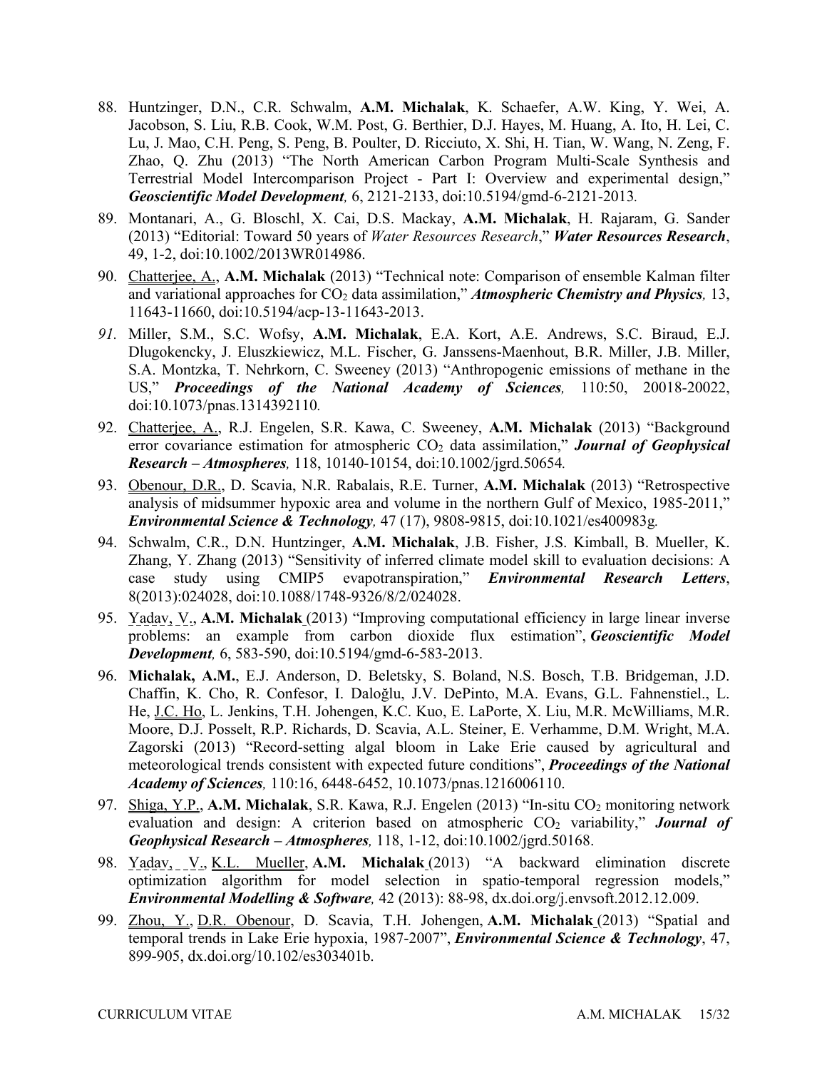88. Huntzinger, D.N., C.R. Schwalm, **A.M. Michalak**, K. Schaefer, A.W. King, Y. Wei, A. Jacobson, S. Liu, R.B. Cook, W.M. Post, G. Berthier, D.J. Hayes, M. Huang, A. Ito, H. Lei, C. Lu, J. Mao, C.H. Peng, S. Peng, B. Poulter, D. Ricciuto, X. Shi, H. Tian, W. Wang, N. Zeng, F. Zhao, Q. Zhu (2013) "The North American Carbon Program Multi-Scale Synthesis and Terrestrial Model Intercomparison Project - Part I: Overview and experimental design," ***Geoscientific Model Development,*** 6, 2121-2133, doi:10.5194/gmd-6-2121-2013.
89. Montanari, A., G. Bloschl, X. Cai, D.S. Mackay, **A.M. Michalak**, H. Rajaram, G. Sander (2013) "Editorial: Toward 50 years of *Water Resources Research*," ***Water Resources Research***, 49, 1-2, doi:10.1002/2013WR014986.
90. Chatterjee, A., **A.M. Michalak** (2013) "Technical note: Comparison of ensemble Kalman filter and variational approaches for $CO_2$ data assimilation," ***Atmospheric Chemistry and Physics,*** 13, 11643-11660, doi:10.5194/acp-13-11643-2013.
91. Miller, S.M., S.C. Wofsy, **A.M. Michalak**, E.A. Kort, A.E. Andrews, S.C. Biraud, E.J. Dlugokencky, J. Eluszkiewicz, M.L. Fischer, G. Janssens-Maenhout, B.R. Miller, J.B. Miller, S.A. Montzka, T. Nehrkorn, C. Sweeney (2013) "Anthropogenic emissions of methane in the US," ***Proceedings of the National Academy of Sciences,*** 110:50, 20018-20022, doi:10.1073/pnas.1314392110.
92. Chatterjee, A., R.J. Engelen, S.R. Kawa, C. Sweeney, **A.M. Michalak** (2013) "Background error covariance estimation for atmospheric $CO_2$ data assimilation," ***Journal of Geophysical Research – Atmospheres,*** 118, 10140-10154, doi:10.1002/jgrd.50654.
93. Obenour, D.R., D. Scavia, N.R. Rabalais, R.E. Turner, **A.M. Michalak** (2013) "Retrospective analysis of midsummer hypoxic area and volume in the northern Gulf of Mexico, 1985-2011," ***Environmental Science & Technology,*** 47 (17), 9808-9815, doi:10.1021/es400983g.
94. Schwalm, C.R., D.N. Huntzinger, **A.M. Michalak**, J.B. Fisher, J.S. Kimball, B. Mueller, K. Zhang, Y. Zhang (2013) "Sensitivity of inferred climate model skill to evaluation decisions: A case study using CMIP5 evapotranspiration," ***Environmental Research Letters***, 8(2013):024028, doi:10.1088/1748-9326/8/2/024028.
95. Yadav, V., **A.M. Michalak** (2013) "Improving computational efficiency in large linear inverse problems: an example from carbon dioxide flux estimation", ***Geoscientific Model Development,*** 6, 583-590, doi:10.5194/gmd-6-583-2013.
96. **Michalak, A.M.**, E.J. Anderson, D. Beletsky, S. Boland, N.S. Bosch, T.B. Bridgeman, J.D. Chaffin, K. Cho, R. Confesor, I. Daloğlu, J.V. DePinto, M.A. Evans, G.L. Fahnenstiel., L. He, J.C. Ho, L. Jenkins, T.H. Johengen, K.C. Kuo, E. LaPorte, X. Liu, M.R. McWilliams, M.R. Moore, D.J. Posselt, R.P. Richards, D. Scavia, A.L. Steiner, E. Verhamme, D.M. Wright, M.A. Zagorski (2013) "Record-setting algal bloom in Lake Erie caused by agricultural and meteorological trends consistent with expected future conditions", ***Proceedings of the National Academy of Sciences,*** 110:16, 6448-6452, 10.1073/pnas.1216006110.
97. Shiga, Y.P., **A.M. Michalak**, S.R. Kawa, R.J. Engelen (2013) "In-situ $CO_2$ monitoring network evaluation and design: A criterion based on atmospheric $CO_2$ variability," ***Journal of Geophysical Research – Atmospheres,*** 118, 1-12, doi:10.1002/jgrd.50168.
98. Yadav, V., K.L. Mueller, **A.M. Michalak** (2013) "A backward elimination discrete optimization algorithm for model selection in spatio-temporal regression models," ***Environmental Modelling & Software,*** 42 (2013): 88-98, dx.doi.org/j.envsoft.2012.12.009.
99. Zhou, Y., D.R. Obenour, D. Scavia, T.H. Johengen, **A.M. Michalak** (2013) "Spatial and temporal trends in Lake Erie hypoxia, 1987-2007", ***Environmental Science & Technology***, 47, 899-905, dx.doi.org/10.102/es303401b.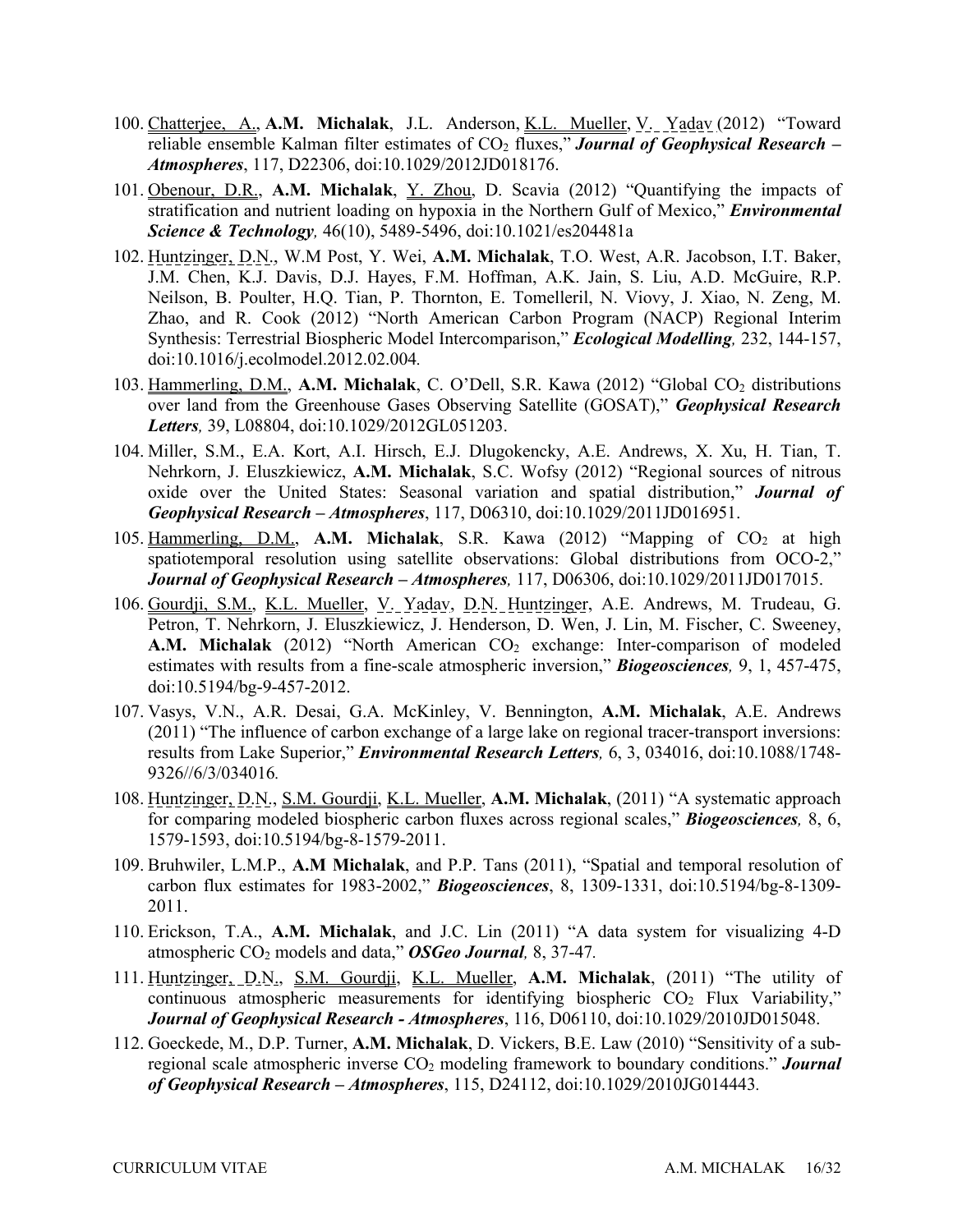100. Chatterjee, A., **A.M. Michalak**, J.L. Anderson, K.L. Mueller, V. Yadav (2012) "Toward reliable ensemble Kalman filter estimates of $CO_2$ fluxes," ***Journal of Geophysical Research – Atmospheres***, 117, D22306, doi:10.1029/2012JD018176.

101. Obenour, D.R., **A.M. Michalak**, Y. Zhou, D. Scavia (2012) "Quantifying the impacts of stratification and nutrient loading on hypoxia in the Northern Gulf of Mexico," ***Environmental Science & Technology,*** 46(10), 5489-5496, doi:10.1021/es204481a

102. Huntzinger, D.N., W.M Post, Y. Wei, **A.M. Michalak**, T.O. West, A.R. Jacobson, I.T. Baker, J.M. Chen, K.J. Davis, D.J. Hayes, F.M. Hoffman, A.K. Jain, S. Liu, A.D. McGuire, R.P. Neilson, B. Poulter, H.Q. Tian, P. Thornton, E. Tomelleril, N. Viovy, J. Xiao, N. Zeng, M. Zhao, and R. Cook (2012) "North American Carbon Program (NACP) Regional Interim Synthesis: Terrestrial Biospheric Model Intercomparison," ***Ecological Modelling,*** 232, 144-157, doi:10.1016/j.ecolmodel.2012.02.004.

103. Hammerling, D.M., **A.M. Michalak**, C. O'Dell, S.R. Kawa (2012) "Global $CO_2$ distributions over land from the Greenhouse Gases Observing Satellite (GOSAT)," ***Geophysical Research Letters,*** 39, L08804, doi:10.1029/2012GL051203.

104. Miller, S.M., E.A. Kort, A.I. Hirsch, E.J. Dlugokencky, A.E. Andrews, X. Xu, H. Tian, T. Nehrkorn, J. Eluszkiewicz, **A.M. Michalak**, S.C. Wofsy (2012) "Regional sources of nitrous oxide over the United States: Seasonal variation and spatial distribution," ***Journal of Geophysical Research – Atmospheres***, 117, D06310, doi:10.1029/2011JD016951.

105. Hammerling, D.M., **A.M. Michalak**, S.R. Kawa (2012) "Mapping of $CO_2$ at high spatiotemporal resolution using satellite observations: Global distributions from OCO-2," ***Journal of Geophysical Research – Atmospheres,*** 117, D06306, doi:10.1029/2011JD017015.

106. Gourdji, S.M., K.L. Mueller, V. Yadav, D.N. Huntzinger, A.E. Andrews, M. Trudeau, G. Petron, T. Nehrkorn, J. Eluszkiewicz, J. Henderson, D. Wen, J. Lin, M. Fischer, C. Sweeney, **A.M. Michalak** (2012) "North American $CO_2$ exchange: Inter-comparison of modeled estimates with results from a fine-scale atmospheric inversion," ***Biogeosciences,*** 9, 1, 457-475, doi:10.5194/bg-9-457-2012.

107. Vasys, V.N., A.R. Desai, G.A. McKinley, V. Bennington, **A.M. Michalak**, A.E. Andrews (2011) "The influence of carbon exchange of a large lake on regional tracer-transport inversions: results from Lake Superior," ***Environmental Research Letters,*** 6, 3, 034016, doi:10.1088/1748-9326//6/3/034016.

108. Huntzinger, D.N., S.M. Gourdji, K.L. Mueller, **A.M. Michalak**, (2011) "A systematic approach for comparing modeled biospheric carbon fluxes across regional scales," ***Biogeosciences,*** 8, 6, 1579-1593, doi:10.5194/bg-8-1579-2011.

109. Bruhwiler, L.M.P., **A.M Michalak**, and P.P. Tans (2011), "Spatial and temporal resolution of carbon flux estimates for 1983-2002," ***Biogeosciences***, 8, 1309-1331, doi:10.5194/bg-8-1309-2011.

110. Erickson, T.A., **A.M. Michalak**, and J.C. Lin (2011) "A data system for visualizing 4-D atmospheric $CO_2$ models and data," ***OSGeo Journal,*** 8, 37-47.

111. Huntzinger, D.N., S.M. Gourdji, K.L. Mueller, **A.M. Michalak**, (2011) "The utility of continuous atmospheric measurements for identifying biospheric $CO_2$ Flux Variability," ***Journal of Geophysical Research - Atmospheres***, 116, D06110, doi:10.1029/2010JD015048.

112. Goeckede, M., D.P. Turner, **A.M. Michalak**, D. Vickers, B.E. Law (2010) "Sensitivity of a sub-regional scale atmospheric inverse $CO_2$ modeling framework to boundary conditions." ***Journal of Geophysical Research – Atmospheres***, 115, D24112, doi:10.1029/2010JG014443.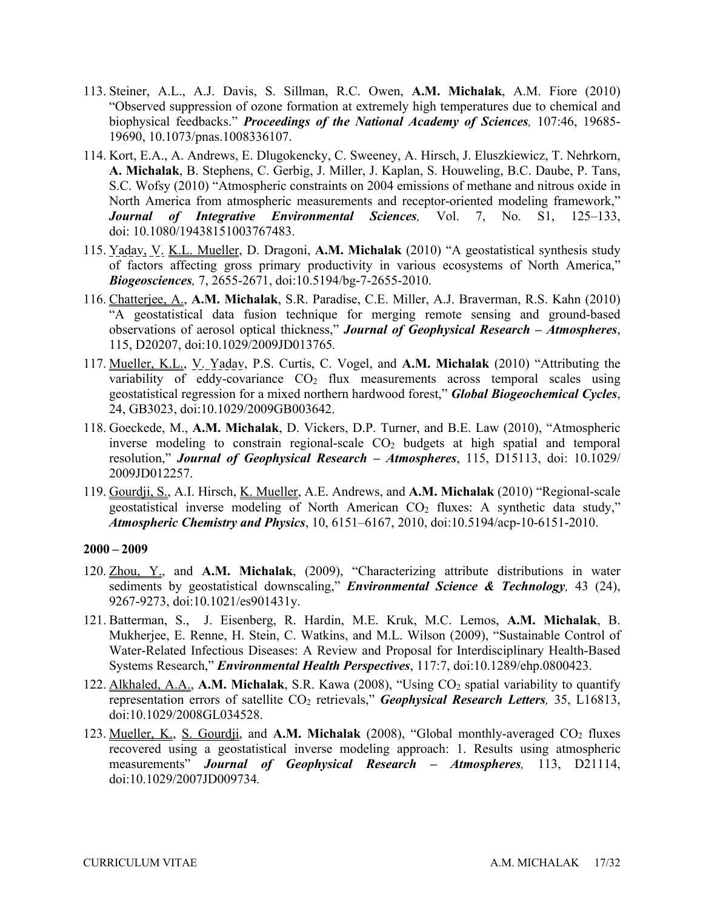113. Steiner, A.L., A.J. Davis, S. Sillman, R.C. Owen, **A.M. Michalak**, A.M. Fiore (2010) "Observed suppression of ozone formation at extremely high temperatures due to chemical and biophysical feedbacks." ***Proceedings of the National Academy of Sciences,*** 107:46, 19685-19690, 10.1073/pnas.1008336107.

114. Kort, E.A., A. Andrews, E. Dlugokencky, C. Sweeney, A. Hirsch, J. Eluszkiewicz, T. Nehrkorn, **A. Michalak**, B. Stephens, C. Gerbig, J. Miller, J. Kaplan, S. Houweling, B.C. Daube, P. Tans, S.C. Wofsy (2010) "Atmospheric constraints on 2004 emissions of methane and nitrous oxide in North America from atmospheric measurements and receptor-oriented modeling framework," ***Journal of Integrative Environmental Sciences,*** Vol. 7, No. S1, 125–133, doi: 10.1080/19438151003767483.

115. Yadav, V. K.L. Mueller, D. Dragoni, **A.M. Michalak** (2010) "A geostatistical synthesis study of factors affecting gross primary productivity in various ecosystems of North America," ***Biogeosciences,*** 7, 2655-2671, doi:10.5194/bg-7-2655-2010.

116. Chatterjee, A., **A.M. Michalak**, S.R. Paradise, C.E. Miller, A.J. Braverman, R.S. Kahn (2010) "A geostatistical data fusion technique for merging remote sensing and ground-based observations of aerosol optical thickness," ***Journal of Geophysical Research – Atmospheres***, 115, D20207, doi:10.1029/2009JD013765.

117. Mueller, K.L., V. Yadav, P.S. Curtis, C. Vogel, and **A.M. Michalak** (2010) "Attributing the variability of eddy-covariance $CO_2$ flux measurements across temporal scales using geostatistical regression for a mixed northern hardwood forest," ***Global Biogeochemical Cycles***, 24, GB3023, doi:10.1029/2009GB003642.

118. Goeckede, M., **A.M. Michalak**, D. Vickers, D.P. Turner, and B.E. Law (2010), "Atmospheric inverse modeling to constrain regional-scale $CO_2$ budgets at high spatial and temporal resolution," ***Journal of Geophysical Research – Atmospheres***, 115, D15113, doi: 10.1029/2009JD012257.

119. Gourdji, S., A.I. Hirsch, K. Mueller, A.E. Andrews, and **A.M. Michalak** (2010) "Regional-scale geostatistical inverse modeling of North American $CO_2$ fluxes: A synthetic data study," ***Atmospheric Chemistry and Physics***, 10, 6151–6167, 2010, doi:10.5194/acp-10-6151-2010.

**2000 – 2009**

120. Zhou, Y., and **A.M. Michalak**, (2009), "Characterizing attribute distributions in water sediments by geostatistical downscaling," ***Environmental Science & Technology,*** 43 (24), 9267-9273, doi:10.1021/es901431y.

121. Batterman, S., J. Eisenberg, R. Hardin, M.E. Kruk, M.C. Lemos, **A.M. Michalak**, B. Mukherjee, E. Renne, H. Stein, C. Watkins, and M.L. Wilson (2009), "Sustainable Control of Water-Related Infectious Diseases: A Review and Proposal for Interdisciplinary Health-Based Systems Research," ***Environmental Health Perspectives***, 117:7, doi:10.1289/ehp.0800423.

122. Alkhaled, A.A., **A.M. Michalak**, S.R. Kawa (2008), "Using $CO_2$ spatial variability to quantify representation errors of satellite $CO_2$ retrievals," ***Geophysical Research Letters,*** 35, L16813, doi:10.1029/2008GL034528.

123. Mueller, K., S. Gourdji, and **A.M. Michalak** (2008), "Global monthly-averaged $CO_2$ fluxes recovered using a geostatistical inverse modeling approach: 1. Results using atmospheric measurements" ***Journal of Geophysical Research – Atmospheres,*** 113, D21114, doi:10.1029/2007JD009734.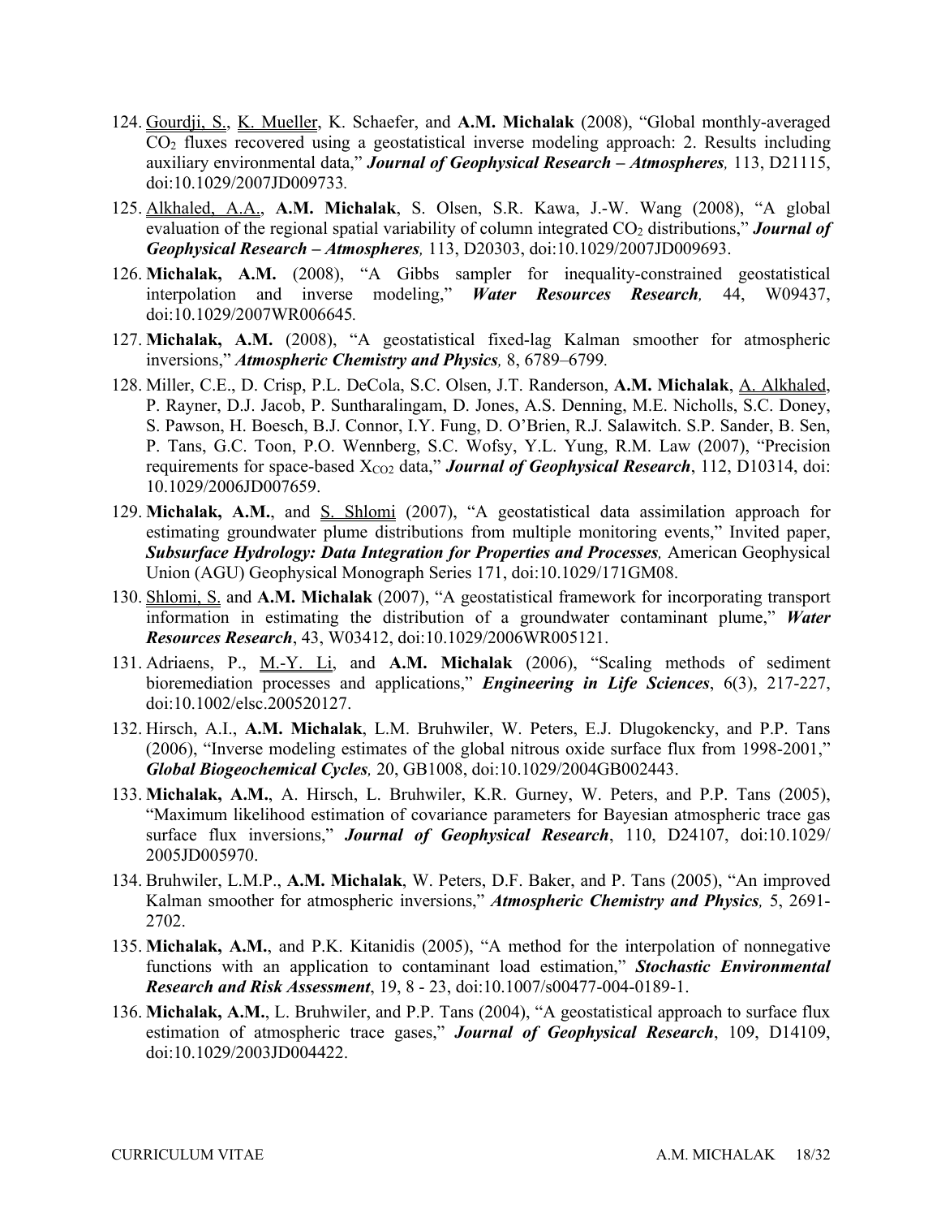124. Gourdji, S., K. Mueller, K. Schaefer, and **A.M. Michalak** (2008), "Global monthly-averaged $CO_2$ fluxes recovered using a geostatistical inverse modeling approach: 2. Results including auxiliary environmental data," ***Journal of Geophysical Research – Atmospheres,*** 113, D21115, doi:10.1029/2007JD009733.

125. Alkhaled, A.A., **A.M. Michalak**, S. Olsen, S.R. Kawa, J.-W. Wang (2008), "A global evaluation of the regional spatial variability of column integrated $CO_2$ distributions," ***Journal of Geophysical Research – Atmospheres,*** 113, D20303, doi:10.1029/2007JD009693.

126. **Michalak, A.M.** (2008), "A Gibbs sampler for inequality-constrained geostatistical interpolation and inverse modeling," ***Water Resources Research,*** 44, W09437, doi:10.1029/2007WR006645.

127. **Michalak, A.M.** (2008), "A geostatistical fixed-lag Kalman smoother for atmospheric inversions," ***Atmospheric Chemistry and Physics,*** 8, 6789–6799.

128. Miller, C.E., D. Crisp, P.L. DeCola, S.C. Olsen, J.T. Randerson, **A.M. Michalak**, A. Alkhaled, P. Rayner, D.J. Jacob, P. Suntharalingam, D. Jones, A.S. Denning, M.E. Nicholls, S.C. Doney, S. Pawson, H. Boesch, B.J. Connor, I.Y. Fung, D. O'Brien, R.J. Salawitch. S.P. Sander, B. Sen, P. Tans, G.C. Toon, P.O. Wennberg, S.C. Wofsy, Y.L. Yung, R.M. Law (2007), "Precision requirements for space-based $X_{CO2}$ data," ***Journal of Geophysical Research***, 112, D10314, doi: 10.1029/2006JD007659.

129. **Michalak, A.M.**, and S. Shlomi (2007), "A geostatistical data assimilation approach for estimating groundwater plume distributions from multiple monitoring events," Invited paper, ***Subsurface Hydrology: Data Integration for Properties and Processes,*** American Geophysical Union (AGU) Geophysical Monograph Series 171, doi:10.1029/171GM08.

130. Shlomi, S. and **A.M. Michalak** (2007), "A geostatistical framework for incorporating transport information in estimating the distribution of a groundwater contaminant plume," ***Water Resources Research***, 43, W03412, doi:10.1029/2006WR005121.

131. Adriaens, P., M.-Y. Li, and **A.M. Michalak** (2006), "Scaling methods of sediment bioremediation processes and applications," ***Engineering in Life Sciences***, 6(3), 217-227, doi:10.1002/elsc.200520127.

132. Hirsch, A.I., **A.M. Michalak**, L.M. Bruhwiler, W. Peters, E.J. Dlugokencky, and P.P. Tans (2006), "Inverse modeling estimates of the global nitrous oxide surface flux from 1998-2001," ***Global Biogeochemical Cycles,*** 20, GB1008, doi:10.1029/2004GB002443.

133. **Michalak, A.M.**, A. Hirsch, L. Bruhwiler, K.R. Gurney, W. Peters, and P.P. Tans (2005), "Maximum likelihood estimation of covariance parameters for Bayesian atmospheric trace gas surface flux inversions," ***Journal of Geophysical Research***, 110, D24107, doi:10.1029/ 2005JD005970.

134. Bruhwiler, L.M.P., **A.M. Michalak**, W. Peters, D.F. Baker, and P. Tans (2005), "An improved Kalman smoother for atmospheric inversions," ***Atmospheric Chemistry and Physics,*** 5, 2691-2702.

135. **Michalak, A.M.**, and P.K. Kitanidis (2005), "A method for the interpolation of nonnegative functions with an application to contaminant load estimation," ***Stochastic Environmental Research and Risk Assessment***, 19, 8 - 23, doi:10.1007/s00477-004-0189-1.

136. **Michalak, A.M.**, L. Bruhwiler, and P.P. Tans (2004), "A geostatistical approach to surface flux estimation of atmospheric trace gases," ***Journal of Geophysical Research***, 109, D14109, doi:10.1029/2003JD004422.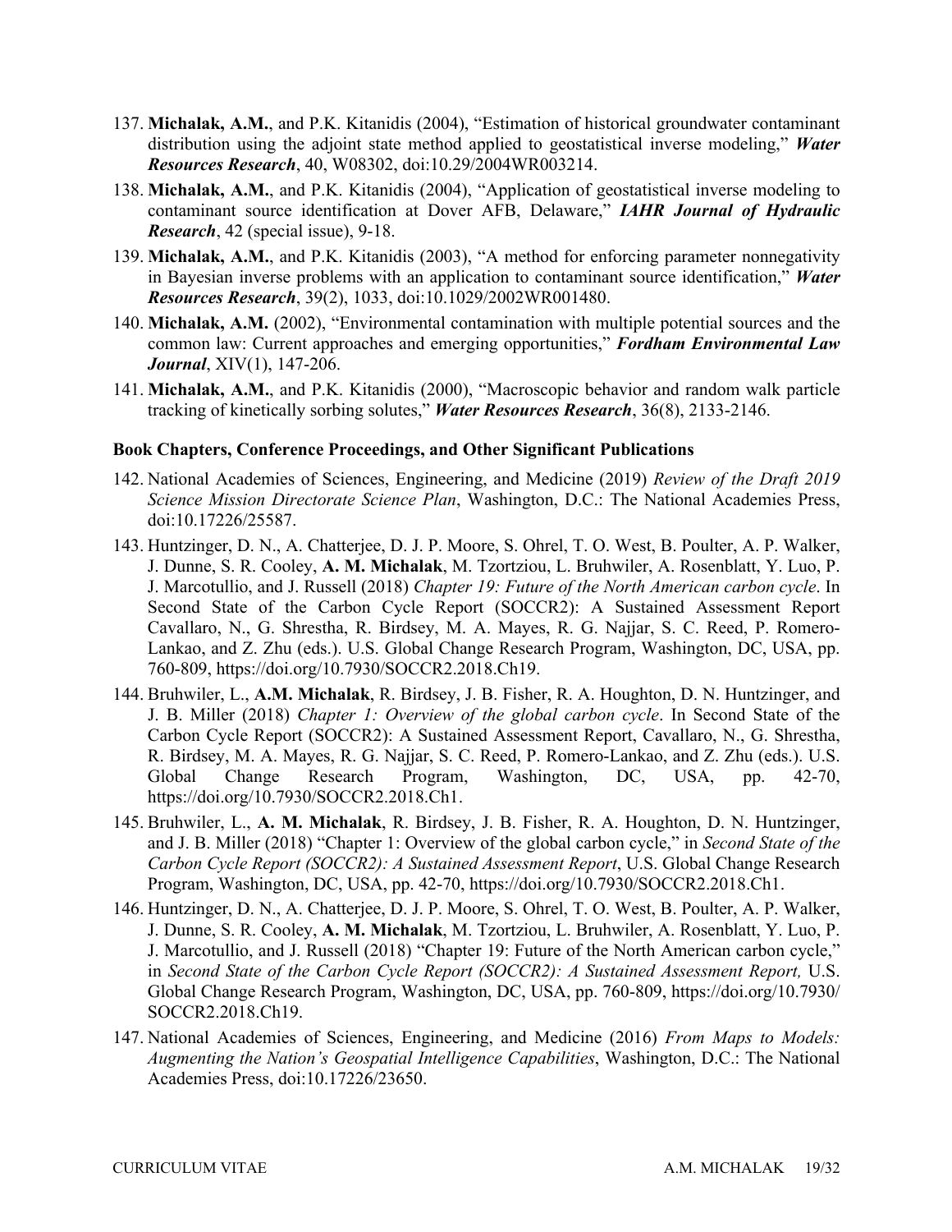137. **Michalak, A.M.**, and P.K. Kitanidis (2004), "Estimation of historical groundwater contaminant distribution using the adjoint state method applied to geostatistical inverse modeling," ***Water Resources Research***, 40, W08302, doi:10.29/2004WR003214.
138. **Michalak, A.M.**, and P.K. Kitanidis (2004), "Application of geostatistical inverse modeling to contaminant source identification at Dover AFB, Delaware," ***IAHR Journal of Hydraulic Research***, 42 (special issue), 9-18.
139. **Michalak, A.M.**, and P.K. Kitanidis (2003), "A method for enforcing parameter nonnegativity in Bayesian inverse problems with an application to contaminant source identification," ***Water Resources Research***, 39(2), 1033, doi:10.1029/2002WR001480.
140. **Michalak, A.M.** (2002), "Environmental contamination with multiple potential sources and the common law: Current approaches and emerging opportunities," ***Fordham Environmental Law Journal***, XIV(1), 147-206.
141. **Michalak, A.M.**, and P.K. Kitanidis (2000), "Macroscopic behavior and random walk particle tracking of kinetically sorbing solutes," ***Water Resources Research***, 36(8), 2133-2146.

**Book Chapters, Conference Proceedings, and Other Significant Publications**

142. National Academies of Sciences, Engineering, and Medicine (2019) *Review of the Draft 2019 Science Mission Directorate Science Plan*, Washington, D.C.: The National Academies Press, doi:10.17226/25587.
143. Huntzinger, D. N., A. Chatterjee, D. J. P. Moore, S. Ohrel, T. O. West, B. Poulter, A. P. Walker, J. Dunne, S. R. Cooley, **A. M. Michalak**, M. Tzortziou, L. Bruhwiler, A. Rosenblatt, Y. Luo, P. J. Marcotullio, and J. Russell (2018) *Chapter 19: Future of the North American carbon cycle*. In Second State of the Carbon Cycle Report (SOCCR2): A Sustained Assessment Report Cavallaro, N., G. Shrestha, R. Birdsey, M. A. Mayes, R. G. Najjar, S. C. Reed, P. Romero-Lankao, and Z. Zhu (eds.). U.S. Global Change Research Program, Washington, DC, USA, pp. 760-809, https://doi.org/10.7930/SOCCR2.2018.Ch19.
144. Bruhwiler, L., **A.M. Michalak**, R. Birdsey, J. B. Fisher, R. A. Houghton, D. N. Huntzinger, and J. B. Miller (2018) *Chapter 1: Overview of the global carbon cycle*. In Second State of the Carbon Cycle Report (SOCCR2): A Sustained Assessment Report, Cavallaro, N., G. Shrestha, R. Birdsey, M. A. Mayes, R. G. Najjar, S. C. Reed, P. Romero-Lankao, and Z. Zhu (eds.). U.S. Global Change Research Program, Washington, DC, USA, pp. 42-70, https://doi.org/10.7930/SOCCR2.2018.Ch1.
145. Bruhwiler, L., **A. M. Michalak**, R. Birdsey, J. B. Fisher, R. A. Houghton, D. N. Huntzinger, and J. B. Miller (2018) "Chapter 1: Overview of the global carbon cycle," in *Second State of the Carbon Cycle Report (SOCCR2): A Sustained Assessment Report*, U.S. Global Change Research Program, Washington, DC, USA, pp. 42-70, https://doi.org/10.7930/SOCCR2.2018.Ch1.
146. Huntzinger, D. N., A. Chatterjee, D. J. P. Moore, S. Ohrel, T. O. West, B. Poulter, A. P. Walker, J. Dunne, S. R. Cooley, **A. M. Michalak**, M. Tzortziou, L. Bruhwiler, A. Rosenblatt, Y. Luo, P. J. Marcotullio, and J. Russell (2018) "Chapter 19: Future of the North American carbon cycle," in *Second State of the Carbon Cycle Report (SOCCR2): A Sustained Assessment Report,* U.S. Global Change Research Program, Washington, DC, USA, pp. 760-809, https://doi.org/10.7930/SOCCR2.2018.Ch19.
147. National Academies of Sciences, Engineering, and Medicine (2016) *From Maps to Models: Augmenting the Nation's Geospatial Intelligence Capabilities*, Washington, D.C.: The National Academies Press, doi:10.17226/23650.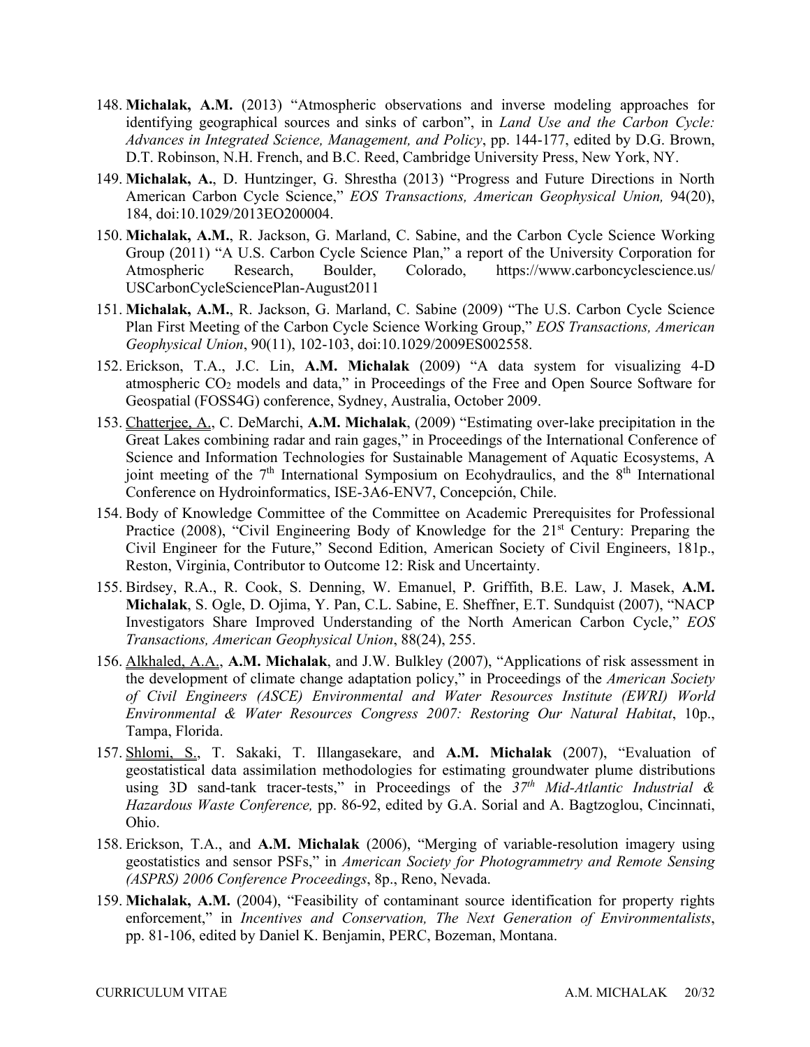148. **Michalak, A.M.** (2013) "Atmospheric observations and inverse modeling approaches for identifying geographical sources and sinks of carbon", in *Land Use and the Carbon Cycle: Advances in Integrated Science, Management, and Policy*, pp. 144-177, edited by D.G. Brown, D.T. Robinson, N.H. French, and B.C. Reed, Cambridge University Press, New York, NY.

149. **Michalak, A.**, D. Huntzinger, G. Shrestha (2013) "Progress and Future Directions in North American Carbon Cycle Science," *EOS Transactions, American Geophysical Union,* 94(20), 184, doi:10.1029/2013EO200004.

150. **Michalak, A.M.**, R. Jackson, G. Marland, C. Sabine, and the Carbon Cycle Science Working Group (2011) "A U.S. Carbon Cycle Science Plan," a report of the University Corporation for Atmospheric Research, Boulder, Colorado, https://www.carboncyclescience.us/USCarbonCycleSciencePlan-August2011

151. **Michalak, A.M.**, R. Jackson, G. Marland, C. Sabine (2009) "The U.S. Carbon Cycle Science Plan First Meeting of the Carbon Cycle Science Working Group," *EOS Transactions, American Geophysical Union*, 90(11), 102-103, doi:10.1029/2009ES002558.

152. Erickson, T.A., J.C. Lin, **A.M. Michalak** (2009) "A data system for visualizing 4-D atmospheric $CO_2$ models and data," in Proceedings of the Free and Open Source Software for Geospatial (FOSS4G) conference, Sydney, Australia, October 2009.

153. Chatterjee, A., C. DeMarchi, **A.M. Michalak**, (2009) "Estimating over-lake precipitation in the Great Lakes combining radar and rain gages," in Proceedings of the International Conference of Science and Information Technologies for Sustainable Management of Aquatic Ecosystems, A joint meeting of the 7th International Symposium on Ecohydraulics, and the 8th International Conference on Hydroinformatics, ISE-3A6-ENV7, Concepción, Chile.

154. Body of Knowledge Committee of the Committee on Academic Prerequisites for Professional Practice (2008), "Civil Engineering Body of Knowledge for the 21st Century: Preparing the Civil Engineer for the Future," Second Edition, American Society of Civil Engineers, 181p., Reston, Virginia, Contributor to Outcome 12: Risk and Uncertainty.

155. Birdsey, R.A., R. Cook, S. Denning, W. Emanuel, P. Griffith, B.E. Law, J. Masek, **A.M. Michalak**, S. Ogle, D. Ojima, Y. Pan, C.L. Sabine, E. Sheffner, E.T. Sundquist (2007), "NACP Investigators Share Improved Understanding of the North American Carbon Cycle," *EOS Transactions, American Geophysical Union*, 88(24), 255.

156. Alkhaled, A.A., **A.M. Michalak**, and J.W. Bulkley (2007), "Applications of risk assessment in the development of climate change adaptation policy," in Proceedings of the *American Society of Civil Engineers (ASCE) Environmental and Water Resources Institute (EWRI) World Environmental & Water Resources Congress 2007: Restoring Our Natural Habitat*, 10p., Tampa, Florida.

157. Shlomi, S., T. Sakaki, T. Illangasekare, and **A.M. Michalak** (2007), "Evaluation of geostatistical data assimilation methodologies for estimating groundwater plume distributions using 3D sand-tank tracer-tests," in Proceedings of the *37th Mid-Atlantic Industrial & Hazardous Waste Conference,* pp. 86-92, edited by G.A. Sorial and A. Bagtzoglou, Cincinnati, Ohio.

158. Erickson, T.A., and **A.M. Michalak** (2006), "Merging of variable-resolution imagery using geostatistics and sensor PSFs," in *American Society for Photogrammetry and Remote Sensing (ASPRS) 2006 Conference Proceedings*, 8p., Reno, Nevada.

159. **Michalak, A.M.** (2004), "Feasibility of contaminant source identification for property rights enforcement," in *Incentives and Conservation, The Next Generation of Environmentalists*, pp. 81-106, edited by Daniel K. Benjamin, PERC, Bozeman, Montana.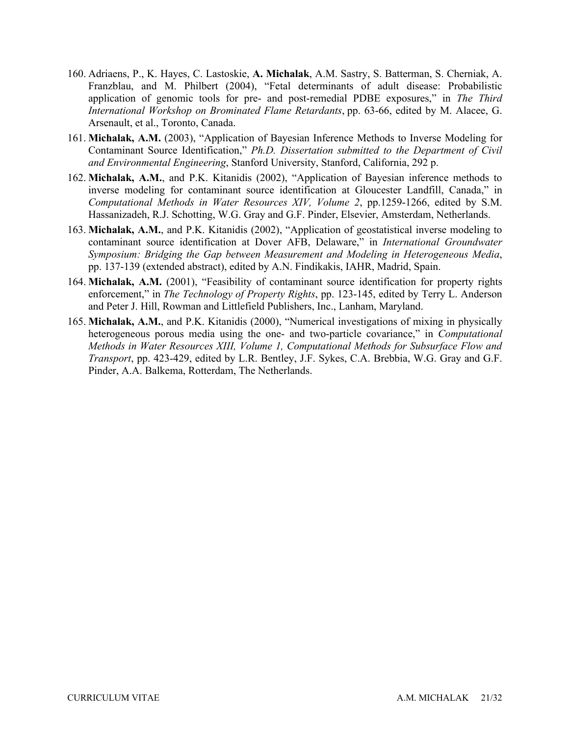160. Adriaens, P., K. Hayes, C. Lastoskie, **A. Michalak**, A.M. Sastry, S. Batterman, S. Cherniak, A. Franzblau, and M. Philbert (2004), “Fetal determinants of adult disease: Probabilistic application of genomic tools for pre- and post-remedial PDBE exposures,” in *The Third International Workshop on Brominated Flame Retardants*, pp. 63-66, edited by M. Alacee, G. Arsenault, et al., Toronto, Canada.
161. **Michalak, A.M.** (2003), “Application of Bayesian Inference Methods to Inverse Modeling for Contaminant Source Identification,” *Ph.D. Dissertation submitted to the Department of Civil and Environmental Engineering*, Stanford University, Stanford, California, 292 p.
162. **Michalak, A.M.**, and P.K. Kitanidis (2002), “Application of Bayesian inference methods to inverse modeling for contaminant source identification at Gloucester Landfill, Canada,” in *Computational Methods in Water Resources XIV, Volume 2*, pp.1259-1266, edited by S.M. Hassanizadeh, R.J. Schotting, W.G. Gray and G.F. Pinder, Elsevier, Amsterdam, Netherlands.
163. **Michalak, A.M.**, and P.K. Kitanidis (2002), “Application of geostatistical inverse modeling to contaminant source identification at Dover AFB, Delaware,” in *International Groundwater Symposium: Bridging the Gap between Measurement and Modeling in Heterogeneous Media*, pp. 137-139 (extended abstract), edited by A.N. Findikakis, IAHR, Madrid, Spain.
164. **Michalak, A.M.** (2001), “Feasibility of contaminant source identification for property rights enforcement,” in *The Technology of Property Rights*, pp. 123-145, edited by Terry L. Anderson and Peter J. Hill, Rowman and Littlefield Publishers, Inc., Lanham, Maryland.
165. **Michalak, A.M.**, and P.K. Kitanidis (2000), “Numerical investigations of mixing in physically heterogeneous porous media using the one- and two-particle covariance,” in *Computational Methods in Water Resources XIII, Volume 1, Computational Methods for Subsurface Flow and Transport*, pp. 423-429, edited by L.R. Bentley, J.F. Sykes, C.A. Brebbia, W.G. Gray and G.F. Pinder, A.A. Balkema, Rotterdam, The Netherlands.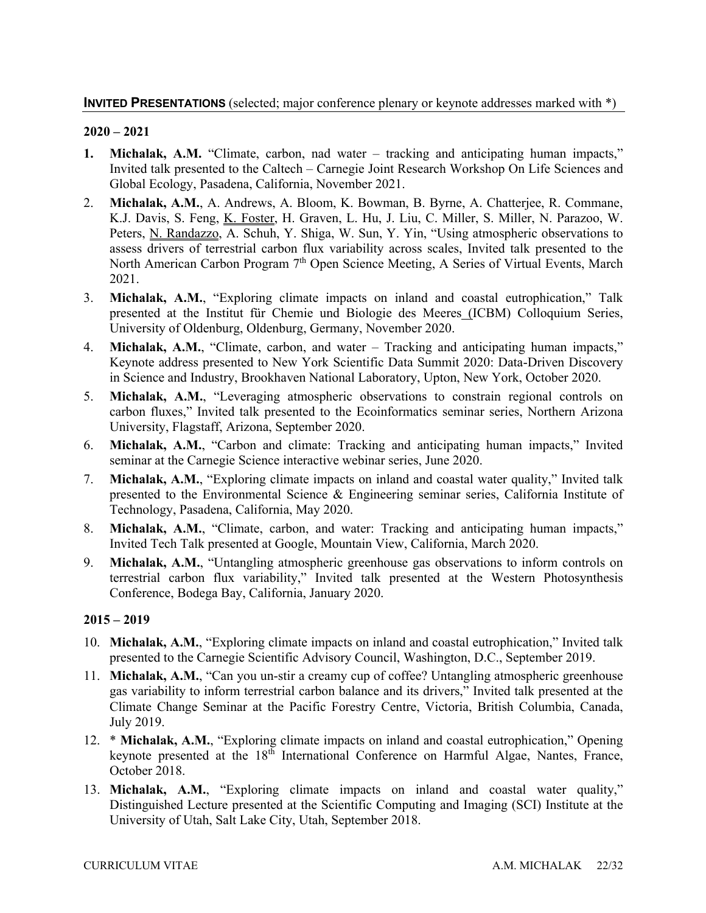## INVITED PRESENTATIONS (selected; major conference plenary or keynote addresses marked with *)

### 2020 – 2021

1. **Michalak, A.M.** "Climate, carbon, nad water – tracking and anticipating human impacts," Invited talk presented to the Caltech – Carnegie Joint Research Workshop On Life Sciences and Global Ecology, Pasadena, California, November 2021.
2. **Michalak, A.M.**, A. Andrews, A. Bloom, K. Bowman, B. Byrne, A. Chatterjee, R. Commane, K.J. Davis, S. Feng, K. Foster, H. Graven, L. Hu, J. Liu, C. Miller, S. Miller, N. Parazoo, W. Peters, N. Randazzo, A. Schuh, Y. Shiga, W. Sun, Y. Yin, "Using atmospheric observations to assess drivers of terrestrial carbon flux variability across scales, Invited talk presented to the North American Carbon Program 7th Open Science Meeting, A Series of Virtual Events, March 2021.
3. **Michalak, A.M.**, "Exploring climate impacts on inland and coastal eutrophication," Talk presented at the Institut für Chemie und Biologie des Meeres (ICBM) Colloquium Series, University of Oldenburg, Oldenburg, Germany, November 2020.
4. **Michalak, A.M.**, "Climate, carbon, and water – Tracking and anticipating human impacts," Keynote address presented to New York Scientific Data Summit 2020: Data-Driven Discovery in Science and Industry, Brookhaven National Laboratory, Upton, New York, October 2020.
5. **Michalak, A.M.**, "Leveraging atmospheric observations to constrain regional controls on carbon fluxes," Invited talk presented to the Ecoinformatics seminar series, Northern Arizona University, Flagstaff, Arizona, September 2020.
6. **Michalak, A.M.**, "Carbon and climate: Tracking and anticipating human impacts," Invited seminar at the Carnegie Science interactive webinar series, June 2020.
7. **Michalak, A.M.**, "Exploring climate impacts on inland and coastal water quality," Invited talk presented to the Environmental Science & Engineering seminar series, California Institute of Technology, Pasadena, California, May 2020.
8. **Michalak, A.M.**, "Climate, carbon, and water: Tracking and anticipating human impacts," Invited Tech Talk presented at Google, Mountain View, California, March 2020.
9. **Michalak, A.M.**, "Untangling atmospheric greenhouse gas observations to inform controls on terrestrial carbon flux variability," Invited talk presented at the Western Photosynthesis Conference, Bodega Bay, California, January 2020.

### 2015 – 2019

10. **Michalak, A.M.**, "Exploring climate impacts on inland and coastal eutrophication," Invited talk presented to the Carnegie Scientific Advisory Council, Washington, D.C., September 2019.
11. **Michalak, A.M.**, "Can you un-stir a creamy cup of coffee? Untangling atmospheric greenhouse gas variability to inform terrestrial carbon balance and its drivers," Invited talk presented at the Climate Change Seminar at the Pacific Forestry Centre, Victoria, British Columbia, Canada, July 2019.
12. * **Michalak, A.M.**, "Exploring climate impacts on inland and coastal eutrophication," Opening keynote presented at the 18th International Conference on Harmful Algae, Nantes, France, October 2018.
13. **Michalak, A.M.**, "Exploring climate impacts on inland and coastal water quality," Distinguished Lecture presented at the Scientific Computing and Imaging (SCI) Institute at the University of Utah, Salt Lake City, Utah, September 2018.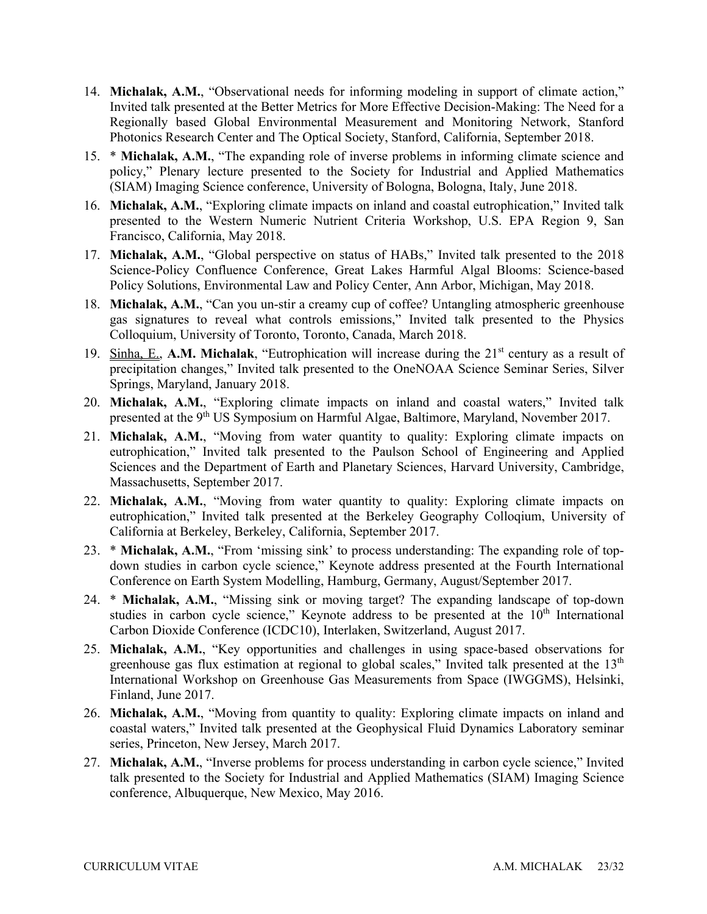14. **Michalak, A.M.**, "Observational needs for informing modeling in support of climate action," Invited talk presented at the Better Metrics for More Effective Decision-Making: The Need for a Regionally based Global Environmental Measurement and Monitoring Network, Stanford Photonics Research Center and The Optical Society, Stanford, California, September 2018.
15. * **Michalak, A.M.**, "The expanding role of inverse problems in informing climate science and policy," Plenary lecture presented to the Society for Industrial and Applied Mathematics (SIAM) Imaging Science conference, University of Bologna, Bologna, Italy, June 2018.
16. **Michalak, A.M.**, "Exploring climate impacts on inland and coastal eutrophication," Invited talk presented to the Western Numeric Nutrient Criteria Workshop, U.S. EPA Region 9, San Francisco, California, May 2018.
17. **Michalak, A.M.**, "Global perspective on status of HABs," Invited talk presented to the 2018 Science-Policy Confluence Conference, Great Lakes Harmful Algal Blooms: Science-based Policy Solutions, Environmental Law and Policy Center, Ann Arbor, Michigan, May 2018.
18. **Michalak, A.M.**, "Can you un-stir a creamy cup of coffee? Untangling atmospheric greenhouse gas signatures to reveal what controls emissions," Invited talk presented to the Physics Colloquium, University of Toronto, Toronto, Canada, March 2018.
19. Sinha, E., **A.M. Michalak**, "Eutrophication will increase during the 21st century as a result of precipitation changes," Invited talk presented to the OneNOAA Science Seminar Series, Silver Springs, Maryland, January 2018.
20. **Michalak, A.M.**, "Exploring climate impacts on inland and coastal waters," Invited talk presented at the 9th US Symposium on Harmful Algae, Baltimore, Maryland, November 2017.
21. **Michalak, A.M.**, "Moving from water quantity to quality: Exploring climate impacts on eutrophication," Invited talk presented to the Paulson School of Engineering and Applied Sciences and the Department of Earth and Planetary Sciences, Harvard University, Cambridge, Massachusetts, September 2017.
22. **Michalak, A.M.**, "Moving from water quantity to quality: Exploring climate impacts on eutrophication," Invited talk presented at the Berkeley Geography Colloqium, University of California at Berkeley, Berkeley, California, September 2017.
23. * **Michalak, A.M.**, "From 'missing sink' to process understanding: The expanding role of top-down studies in carbon cycle science," Keynote address presented at the Fourth International Conference on Earth System Modelling, Hamburg, Germany, August/September 2017.
24. * **Michalak, A.M.**, "Missing sink or moving target? The expanding landscape of top-down studies in carbon cycle science," Keynote address to be presented at the 10th International Carbon Dioxide Conference (ICDC10), Interlaken, Switzerland, August 2017.
25. **Michalak, A.M.**, "Key opportunities and challenges in using space-based observations for greenhouse gas flux estimation at regional to global scales," Invited talk presented at the 13th International Workshop on Greenhouse Gas Measurements from Space (IWGGMS), Helsinki, Finland, June 2017.
26. **Michalak, A.M.**, "Moving from quantity to quality: Exploring climate impacts on inland and coastal waters," Invited talk presented at the Geophysical Fluid Dynamics Laboratory seminar series, Princeton, New Jersey, March 2017.
27. **Michalak, A.M.**, "Inverse problems for process understanding in carbon cycle science," Invited talk presented to the Society for Industrial and Applied Mathematics (SIAM) Imaging Science conference, Albuquerque, New Mexico, May 2016.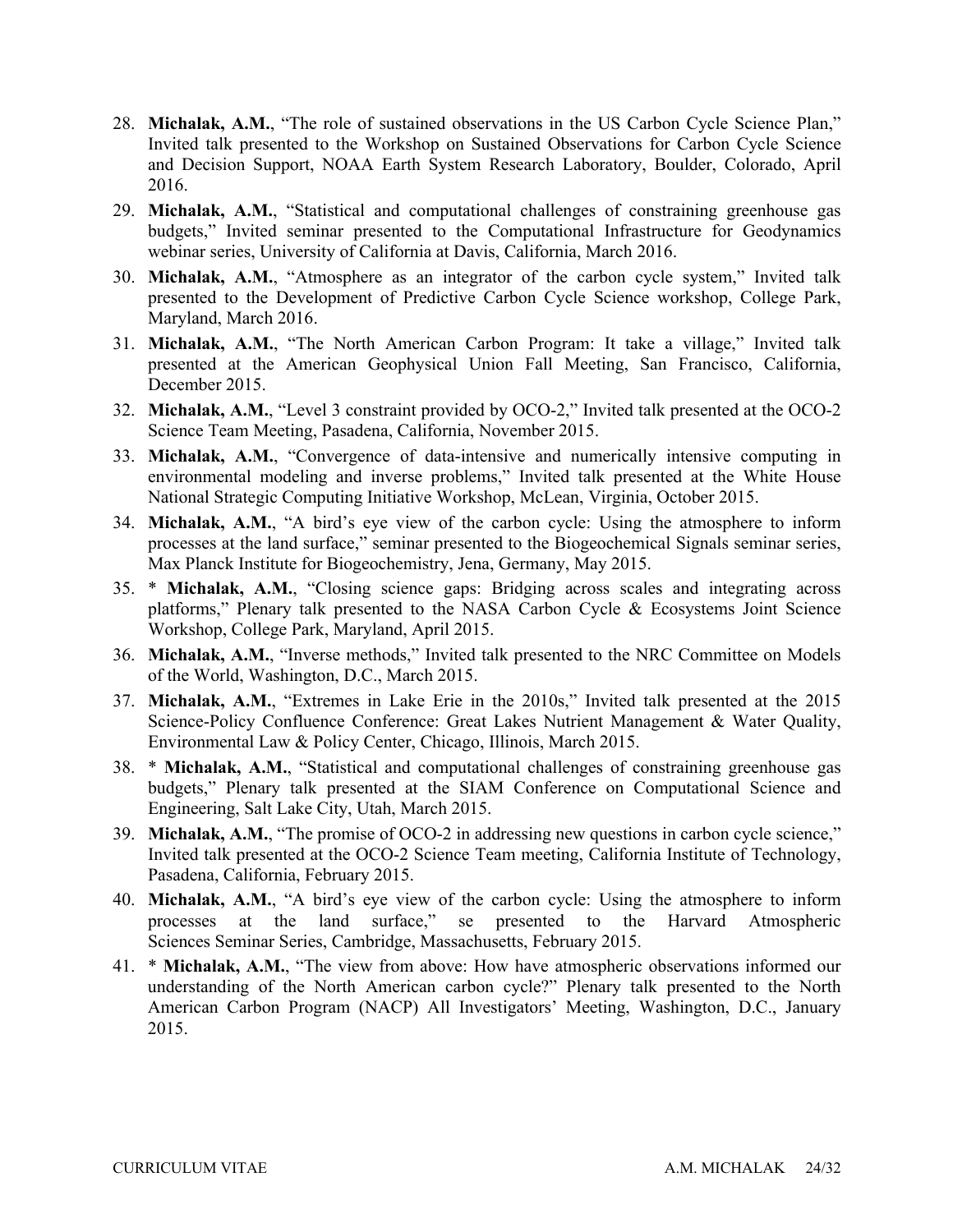28. **Michalak, A.M.**, "The role of sustained observations in the US Carbon Cycle Science Plan," Invited talk presented to the Workshop on Sustained Observations for Carbon Cycle Science and Decision Support, NOAA Earth System Research Laboratory, Boulder, Colorado, April 2016.
29. **Michalak, A.M.**, "Statistical and computational challenges of constraining greenhouse gas budgets," Invited seminar presented to the Computational Infrastructure for Geodynamics webinar series, University of California at Davis, California, March 2016.
30. **Michalak, A.M.**, "Atmosphere as an integrator of the carbon cycle system," Invited talk presented to the Development of Predictive Carbon Cycle Science workshop, College Park, Maryland, March 2016.
31. **Michalak, A.M.**, "The North American Carbon Program: It take a village," Invited talk presented at the American Geophysical Union Fall Meeting, San Francisco, California, December 2015.
32. **Michalak, A.M.**, "Level 3 constraint provided by OCO-2," Invited talk presented at the OCO-2 Science Team Meeting, Pasadena, California, November 2015.
33. **Michalak, A.M.**, "Convergence of data-intensive and numerically intensive computing in environmental modeling and inverse problems," Invited talk presented at the White House National Strategic Computing Initiative Workshop, McLean, Virginia, October 2015.
34. **Michalak, A.M.**, "A bird's eye view of the carbon cycle: Using the atmosphere to inform processes at the land surface," seminar presented to the Biogeochemical Signals seminar series, Max Planck Institute for Biogeochemistry, Jena, Germany, May 2015.
35. * **Michalak, A.M.**, "Closing science gaps: Bridging across scales and integrating across platforms," Plenary talk presented to the NASA Carbon Cycle & Ecosystems Joint Science Workshop, College Park, Maryland, April 2015.
36. **Michalak, A.M.**, "Inverse methods," Invited talk presented to the NRC Committee on Models of the World, Washington, D.C., March 2015.
37. **Michalak, A.M.**, "Extremes in Lake Erie in the 2010s," Invited talk presented at the 2015 Science-Policy Confluence Conference: Great Lakes Nutrient Management & Water Quality, Environmental Law & Policy Center, Chicago, Illinois, March 2015.
38. * **Michalak, A.M.**, "Statistical and computational challenges of constraining greenhouse gas budgets," Plenary talk presented at the SIAM Conference on Computational Science and Engineering, Salt Lake City, Utah, March 2015.
39. **Michalak, A.M.**, "The promise of OCO-2 in addressing new questions in carbon cycle science," Invited talk presented at the OCO-2 Science Team meeting, California Institute of Technology, Pasadena, California, February 2015.
40. **Michalak, A.M.**, "A bird's eye view of the carbon cycle: Using the atmosphere to inform processes at the land surface," se presented to the Harvard Atmospheric Sciences Seminar Series, Cambridge, Massachusetts, February 2015.
41. * **Michalak, A.M.**, "The view from above: How have atmospheric observations informed our understanding of the North American carbon cycle?" Plenary talk presented to the North American Carbon Program (NACP) All Investigators' Meeting, Washington, D.C., January 2015.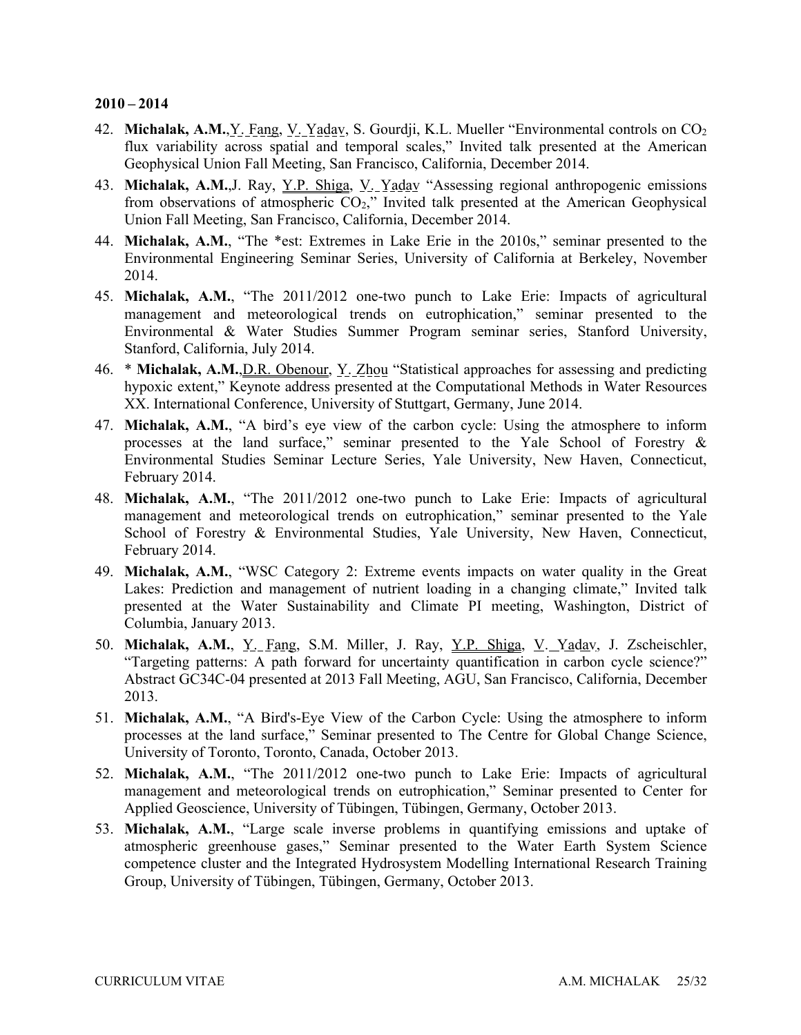**2010 – 2014**

42. **Michalak, A.M.**,Y. Fang, V. Yadav, S. Gourdji, K.L. Mueller "Environmental controls on $CO_2$ flux variability across spatial and temporal scales," Invited talk presented at the American Geophysical Union Fall Meeting, San Francisco, California, December 2014.
43. **Michalak, A.M.**,J. Ray, Y.P. Shiga, V. Yadav "Assessing regional anthropogenic emissions from observations of atmospheric $CO_2$," Invited talk presented at the American Geophysical Union Fall Meeting, San Francisco, California, December 2014.
44. **Michalak, A.M.**, "The *est: Extremes in Lake Erie in the 2010s," seminar presented to the Environmental Engineering Seminar Series, University of California at Berkeley, November 2014.
45. **Michalak, A.M.**, "The 2011/2012 one-two punch to Lake Erie: Impacts of agricultural management and meteorological trends on eutrophication," seminar presented to the Environmental & Water Studies Summer Program seminar series, Stanford University, Stanford, California, July 2014.
46. * **Michalak, A.M.**,D.R. Obenour, Y. Zhou "Statistical approaches for assessing and predicting hypoxic extent," Keynote address presented at the Computational Methods in Water Resources XX. International Conference, University of Stuttgart, Germany, June 2014.
47. **Michalak, A.M.**, "A bird's eye view of the carbon cycle: Using the atmosphere to inform processes at the land surface," seminar presented to the Yale School of Forestry & Environmental Studies Seminar Lecture Series, Yale University, New Haven, Connecticut, February 2014.
48. **Michalak, A.M.**, "The 2011/2012 one-two punch to Lake Erie: Impacts of agricultural management and meteorological trends on eutrophication," seminar presented to the Yale School of Forestry & Environmental Studies, Yale University, New Haven, Connecticut, February 2014.
49. **Michalak, A.M.**, "WSC Category 2: Extreme events impacts on water quality in the Great Lakes: Prediction and management of nutrient loading in a changing climate," Invited talk presented at the Water Sustainability and Climate PI meeting, Washington, District of Columbia, January 2013.
50. **Michalak, A.M.**, Y. Fang, S.M. Miller, J. Ray, Y.P. Shiga, V. Yadav, J. Zscheischler, "Targeting patterns: A path forward for uncertainty quantification in carbon cycle science?" Abstract GC34C-04 presented at 2013 Fall Meeting, AGU, San Francisco, California, December 2013.
51. **Michalak, A.M.**, "A Bird's-Eye View of the Carbon Cycle: Using the atmosphere to inform processes at the land surface," Seminar presented to The Centre for Global Change Science, University of Toronto, Toronto, Canada, October 2013.
52. **Michalak, A.M.**, "The 2011/2012 one-two punch to Lake Erie: Impacts of agricultural management and meteorological trends on eutrophication," Seminar presented to Center for Applied Geoscience, University of Tübingen, Tübingen, Germany, October 2013.
53. **Michalak, A.M.**, "Large scale inverse problems in quantifying emissions and uptake of atmospheric greenhouse gases," Seminar presented to the Water Earth System Science competence cluster and the Integrated Hydrosystem Modelling International Research Training Group, University of Tübingen, Tübingen, Germany, October 2013.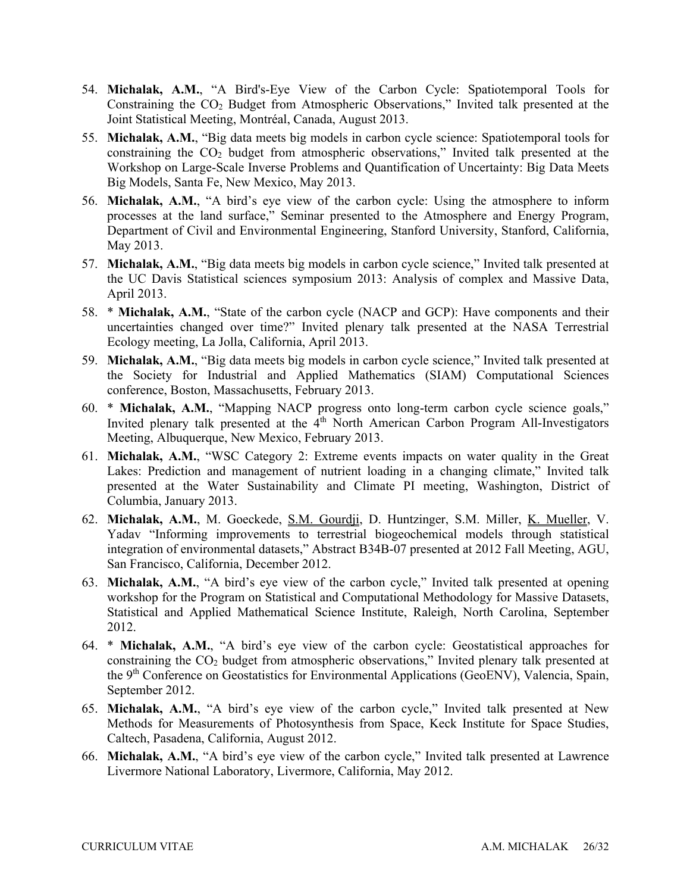54. **Michalak, A.M.**, "A Bird's-Eye View of the Carbon Cycle: Spatiotemporal Tools for Constraining the $CO_2$ Budget from Atmospheric Observations," Invited talk presented at the Joint Statistical Meeting, Montréal, Canada, August 2013.
55. **Michalak, A.M.**, "Big data meets big models in carbon cycle science: Spatiotemporal tools for constraining the $CO_2$ budget from atmospheric observations," Invited talk presented at the Workshop on Large-Scale Inverse Problems and Quantification of Uncertainty: Big Data Meets Big Models, Santa Fe, New Mexico, May 2013.
56. **Michalak, A.M.**, "A bird's eye view of the carbon cycle: Using the atmosphere to inform processes at the land surface," Seminar presented to the Atmosphere and Energy Program, Department of Civil and Environmental Engineering, Stanford University, Stanford, California, May 2013.
57. **Michalak, A.M.**, "Big data meets big models in carbon cycle science," Invited talk presented at the UC Davis Statistical sciences symposium 2013: Analysis of complex and Massive Data, April 2013.
58. * **Michalak, A.M.**, "State of the carbon cycle (NACP and GCP): Have components and their uncertainties changed over time?" Invited plenary talk presented at the NASA Terrestrial Ecology meeting, La Jolla, California, April 2013.
59. **Michalak, A.M.**, "Big data meets big models in carbon cycle science," Invited talk presented at the Society for Industrial and Applied Mathematics (SIAM) Computational Sciences conference, Boston, Massachusetts, February 2013.
60. * **Michalak, A.M.**, "Mapping NACP progress onto long-term carbon cycle science goals," Invited plenary talk presented at the 4th North American Carbon Program All-Investigators Meeting, Albuquerque, New Mexico, February 2013.
61. **Michalak, A.M.**, "WSC Category 2: Extreme events impacts on water quality in the Great Lakes: Prediction and management of nutrient loading in a changing climate," Invited talk presented at the Water Sustainability and Climate PI meeting, Washington, District of Columbia, January 2013.
62. **Michalak, A.M.**, M. Goeckede, S.M. Gourdji, D. Huntzinger, S.M. Miller, K. Mueller, V. Yadav "Informing improvements to terrestrial biogeochemical models through statistical integration of environmental datasets," Abstract B34B-07 presented at 2012 Fall Meeting, AGU, San Francisco, California, December 2012.
63. **Michalak, A.M.**, "A bird's eye view of the carbon cycle," Invited talk presented at opening workshop for the Program on Statistical and Computational Methodology for Massive Datasets, Statistical and Applied Mathematical Science Institute, Raleigh, North Carolina, September 2012.
64. * **Michalak, A.M.**, "A bird's eye view of the carbon cycle: Geostatistical approaches for constraining the $CO_2$ budget from atmospheric observations," Invited plenary talk presented at the 9th Conference on Geostatistics for Environmental Applications (GeoENV), Valencia, Spain, September 2012.
65. **Michalak, A.M.**, "A bird's eye view of the carbon cycle," Invited talk presented at New Methods for Measurements of Photosynthesis from Space, Keck Institute for Space Studies, Caltech, Pasadena, California, August 2012.
66. **Michalak, A.M.**, "A bird's eye view of the carbon cycle," Invited talk presented at Lawrence Livermore National Laboratory, Livermore, California, May 2012.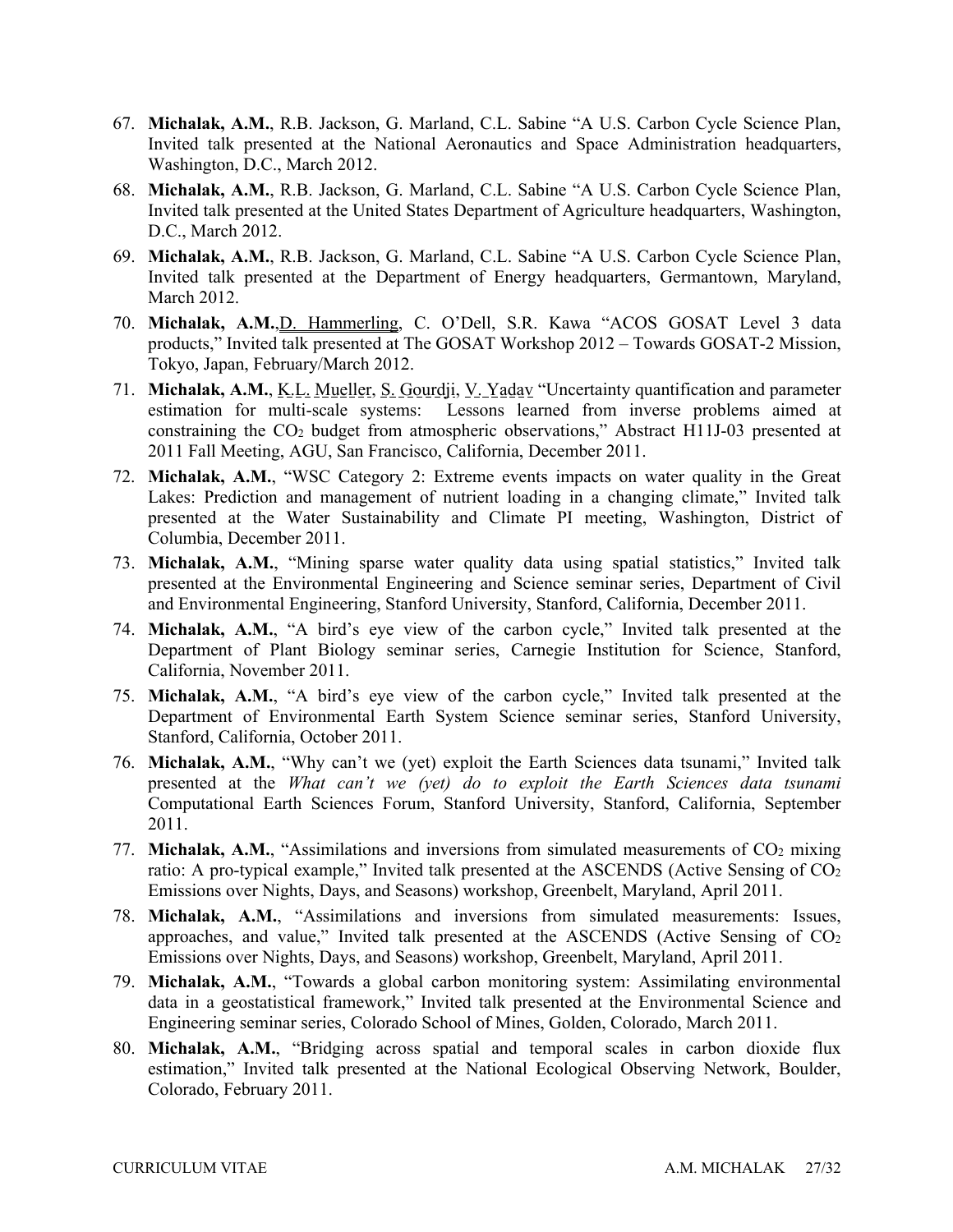67. **Michalak, A.M.**, R.B. Jackson, G. Marland, C.L. Sabine "A U.S. Carbon Cycle Science Plan, Invited talk presented at the National Aeronautics and Space Administration headquarters, Washington, D.C., March 2012.
68. **Michalak, A.M.**, R.B. Jackson, G. Marland, C.L. Sabine "A U.S. Carbon Cycle Science Plan, Invited talk presented at the United States Department of Agriculture headquarters, Washington, D.C., March 2012.
69. **Michalak, A.M.**, R.B. Jackson, G. Marland, C.L. Sabine "A U.S. Carbon Cycle Science Plan, Invited talk presented at the Department of Energy headquarters, Germantown, Maryland, March 2012.
70. **Michalak, A.M.**, D. Hammerling, C. O'Dell, S.R. Kawa "ACOS GOSAT Level 3 data products," Invited talk presented at The GOSAT Workshop 2012 – Towards GOSAT-2 Mission, Tokyo, Japan, February/March 2012.
71. **Michalak, A.M.**, K.L. Mueller, S. Gourdji, V. Yadav "Uncertainty quantification and parameter estimation for multi-scale systems: Lessons learned from inverse problems aimed at constraining the $CO_2$ budget from atmospheric observations," Abstract H11J-03 presented at 2011 Fall Meeting, AGU, San Francisco, California, December 2011.
72. **Michalak, A.M.**, "WSC Category 2: Extreme events impacts on water quality in the Great Lakes: Prediction and management of nutrient loading in a changing climate," Invited talk presented at the Water Sustainability and Climate PI meeting, Washington, District of Columbia, December 2011.
73. **Michalak, A.M.**, "Mining sparse water quality data using spatial statistics," Invited talk presented at the Environmental Engineering and Science seminar series, Department of Civil and Environmental Engineering, Stanford University, Stanford, California, December 2011.
74. **Michalak, A.M.**, "A bird's eye view of the carbon cycle," Invited talk presented at the Department of Plant Biology seminar series, Carnegie Institution for Science, Stanford, California, November 2011.
75. **Michalak, A.M.**, "A bird's eye view of the carbon cycle," Invited talk presented at the Department of Environmental Earth System Science seminar series, Stanford University, Stanford, California, October 2011.
76. **Michalak, A.M.**, "Why can't we (yet) exploit the Earth Sciences data tsunami," Invited talk presented at the *What can't we (yet) do to exploit the Earth Sciences data tsunami* Computational Earth Sciences Forum, Stanford University, Stanford, California, September 2011.
77. **Michalak, A.M.**, "Assimilations and inversions from simulated measurements of $CO_2$ mixing ratio: A pro-typical example," Invited talk presented at the ASCENDS (Active Sensing of $CO_2$ Emissions over Nights, Days, and Seasons) workshop, Greenbelt, Maryland, April 2011.
78. **Michalak, A.M.**, "Assimilations and inversions from simulated measurements: Issues, approaches, and value," Invited talk presented at the ASCENDS (Active Sensing of $CO_2$ Emissions over Nights, Days, and Seasons) workshop, Greenbelt, Maryland, April 2011.
79. **Michalak, A.M.**, "Towards a global carbon monitoring system: Assimilating environmental data in a geostatistical framework," Invited talk presented at the Environmental Science and Engineering seminar series, Colorado School of Mines, Golden, Colorado, March 2011.
80. **Michalak, A.M.**, "Bridging across spatial and temporal scales in carbon dioxide flux estimation," Invited talk presented at the National Ecological Observing Network, Boulder, Colorado, February 2011.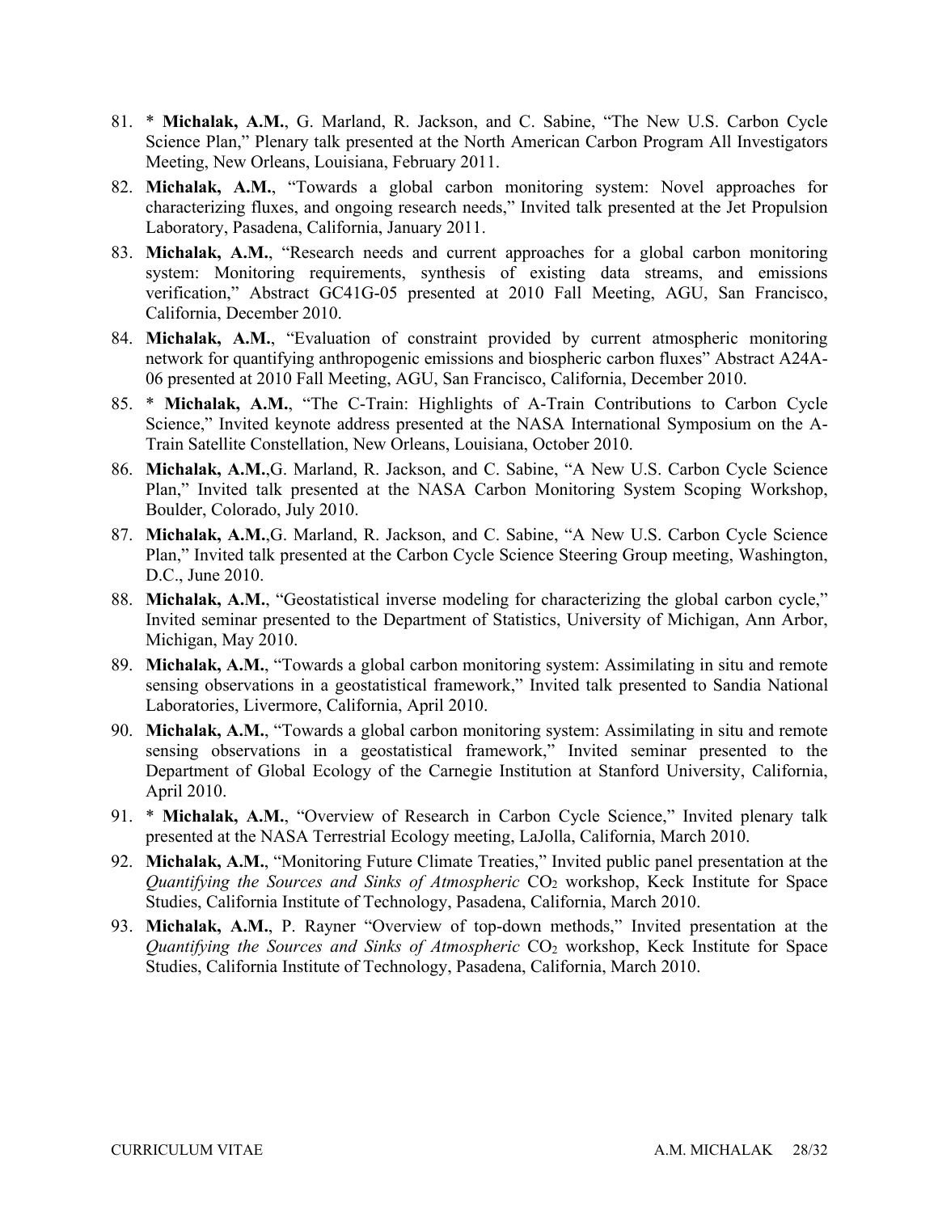81. * **Michalak, A.M.**, G. Marland, R. Jackson, and C. Sabine, "The New U.S. Carbon Cycle Science Plan," Plenary talk presented at the North American Carbon Program All Investigators Meeting, New Orleans, Louisiana, February 2011.
82. **Michalak, A.M.**, "Towards a global carbon monitoring system: Novel approaches for characterizing fluxes, and ongoing research needs," Invited talk presented at the Jet Propulsion Laboratory, Pasadena, California, January 2011.
83. **Michalak, A.M.**, "Research needs and current approaches for a global carbon monitoring system: Monitoring requirements, synthesis of existing data streams, and emissions verification," Abstract GC41G-05 presented at 2010 Fall Meeting, AGU, San Francisco, California, December 2010.
84. **Michalak, A.M.**, "Evaluation of constraint provided by current atmospheric monitoring network for quantifying anthropogenic emissions and biospheric carbon fluxes" Abstract A24A-06 presented at 2010 Fall Meeting, AGU, San Francisco, California, December 2010.
85. * **Michalak, A.M.**, "The C-Train: Highlights of A-Train Contributions to Carbon Cycle Science," Invited keynote address presented at the NASA International Symposium on the A-Train Satellite Constellation, New Orleans, Louisiana, October 2010.
86. **Michalak, A.M.**,G. Marland, R. Jackson, and C. Sabine, "A New U.S. Carbon Cycle Science Plan," Invited talk presented at the NASA Carbon Monitoring System Scoping Workshop, Boulder, Colorado, July 2010.
87. **Michalak, A.M.**,G. Marland, R. Jackson, and C. Sabine, "A New U.S. Carbon Cycle Science Plan," Invited talk presented at the Carbon Cycle Science Steering Group meeting, Washington, D.C., June 2010.
88. **Michalak, A.M.**, "Geostatistical inverse modeling for characterizing the global carbon cycle," Invited seminar presented to the Department of Statistics, University of Michigan, Ann Arbor, Michigan, May 2010.
89. **Michalak, A.M.**, "Towards a global carbon monitoring system: Assimilating in situ and remote sensing observations in a geostatistical framework," Invited talk presented to Sandia National Laboratories, Livermore, California, April 2010.
90. **Michalak, A.M.**, "Towards a global carbon monitoring system: Assimilating in situ and remote sensing observations in a geostatistical framework," Invited seminar presented to the Department of Global Ecology of the Carnegie Institution at Stanford University, California, April 2010.
91. * **Michalak, A.M.**, "Overview of Research in Carbon Cycle Science," Invited plenary talk presented at the NASA Terrestrial Ecology meeting, LaJolla, California, March 2010.
92. **Michalak, A.M.**, "Monitoring Future Climate Treaties," Invited public panel presentation at the *Quantifying the Sources and Sinks of Atmospheric* $CO_2$ workshop, Keck Institute for Space Studies, California Institute of Technology, Pasadena, California, March 2010.
93. **Michalak, A.M.**, P. Rayner "Overview of top-down methods," Invited presentation at the *Quantifying the Sources and Sinks of Atmospheric* $CO_2$ workshop, Keck Institute for Space Studies, California Institute of Technology, Pasadena, California, March 2010.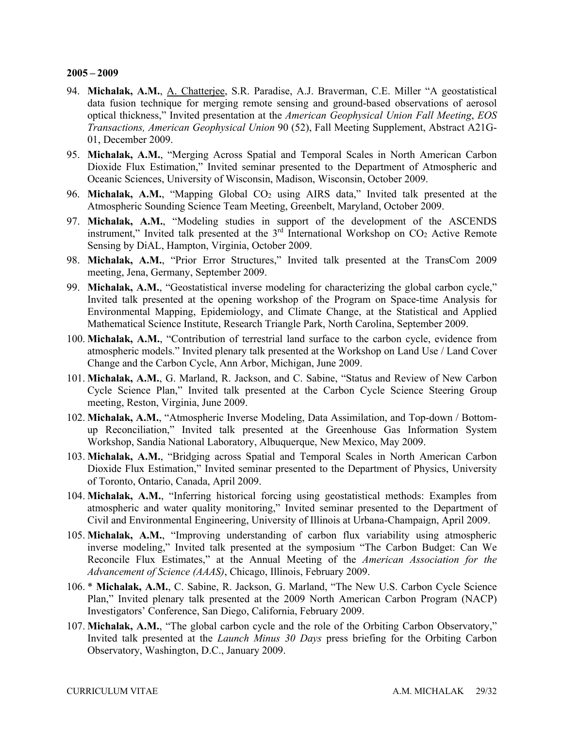**2005 – 2009**

94. **Michalak, A.M.**, A. Chatterjee, S.R. Paradise, A.J. Braverman, C.E. Miller "A geostatistical data fusion technique for merging remote sensing and ground-based observations of aerosol optical thickness," Invited presentation at the *American Geophysical Union Fall Meeting*, *EOS Transactions, American Geophysical Union* 90 (52), Fall Meeting Supplement, Abstract A21G-01, December 2009.
95. **Michalak, A.M.**, "Merging Across Spatial and Temporal Scales in North American Carbon Dioxide Flux Estimation," Invited seminar presented to the Department of Atmospheric and Oceanic Sciences, University of Wisconsin, Madison, Wisconsin, October 2009.
96. **Michalak, A.M.**, "Mapping Global $CO_2$ using AIRS data," Invited talk presented at the Atmospheric Sounding Science Team Meeting, Greenbelt, Maryland, October 2009.
97. **Michalak, A.M.**, "Modeling studies in support of the development of the ASCENDS instrument," Invited talk presented at the 3rd International Workshop on $CO_2$ Active Remote Sensing by DiAL, Hampton, Virginia, October 2009.
98. **Michalak, A.M.**, "Prior Error Structures," Invited talk presented at the TransCom 2009 meeting, Jena, Germany, September 2009.
99. **Michalak, A.M.**, "Geostatistical inverse modeling for characterizing the global carbon cycle," Invited talk presented at the opening workshop of the Program on Space-time Analysis for Environmental Mapping, Epidemiology, and Climate Change, at the Statistical and Applied Mathematical Science Institute, Research Triangle Park, North Carolina, September 2009.
100. **Michalak, A.M.**, "Contribution of terrestrial land surface to the carbon cycle, evidence from atmospheric models." Invited plenary talk presented at the Workshop on Land Use / Land Cover Change and the Carbon Cycle, Ann Arbor, Michigan, June 2009.
101. **Michalak, A.M.**, G. Marland, R. Jackson, and C. Sabine, "Status and Review of New Carbon Cycle Science Plan," Invited talk presented at the Carbon Cycle Science Steering Group meeting, Reston, Virginia, June 2009.
102. **Michalak, A.M.**, "Atmospheric Inverse Modeling, Data Assimilation, and Top-down / Bottom-up Reconciliation," Invited talk presented at the Greenhouse Gas Information System Workshop, Sandia National Laboratory, Albuquerque, New Mexico, May 2009.
103. **Michalak, A.M.**, "Bridging across Spatial and Temporal Scales in North American Carbon Dioxide Flux Estimation," Invited seminar presented to the Department of Physics, University of Toronto, Ontario, Canada, April 2009.
104. **Michalak, A.M.**, "Inferring historical forcing using geostatistical methods: Examples from atmospheric and water quality monitoring," Invited seminar presented to the Department of Civil and Environmental Engineering, University of Illinois at Urbana-Champaign, April 2009.
105. **Michalak, A.M.**, "Improving understanding of carbon flux variability using atmospheric inverse modeling," Invited talk presented at the symposium "The Carbon Budget: Can We Reconcile Flux Estimates," at the Annual Meeting of the *American Association for the Advancement of Science (AAAS)*, Chicago, Illinois, February 2009.
106. * **Michalak, A.M.**, C. Sabine, R. Jackson, G. Marland, "The New U.S. Carbon Cycle Science Plan," Invited plenary talk presented at the 2009 North American Carbon Program (NACP) Investigators' Conference, San Diego, California, February 2009.
107. **Michalak, A.M.**, "The global carbon cycle and the role of the Orbiting Carbon Observatory," Invited talk presented at the *Launch Minus 30 Days* press briefing for the Orbiting Carbon Observatory, Washington, D.C., January 2009.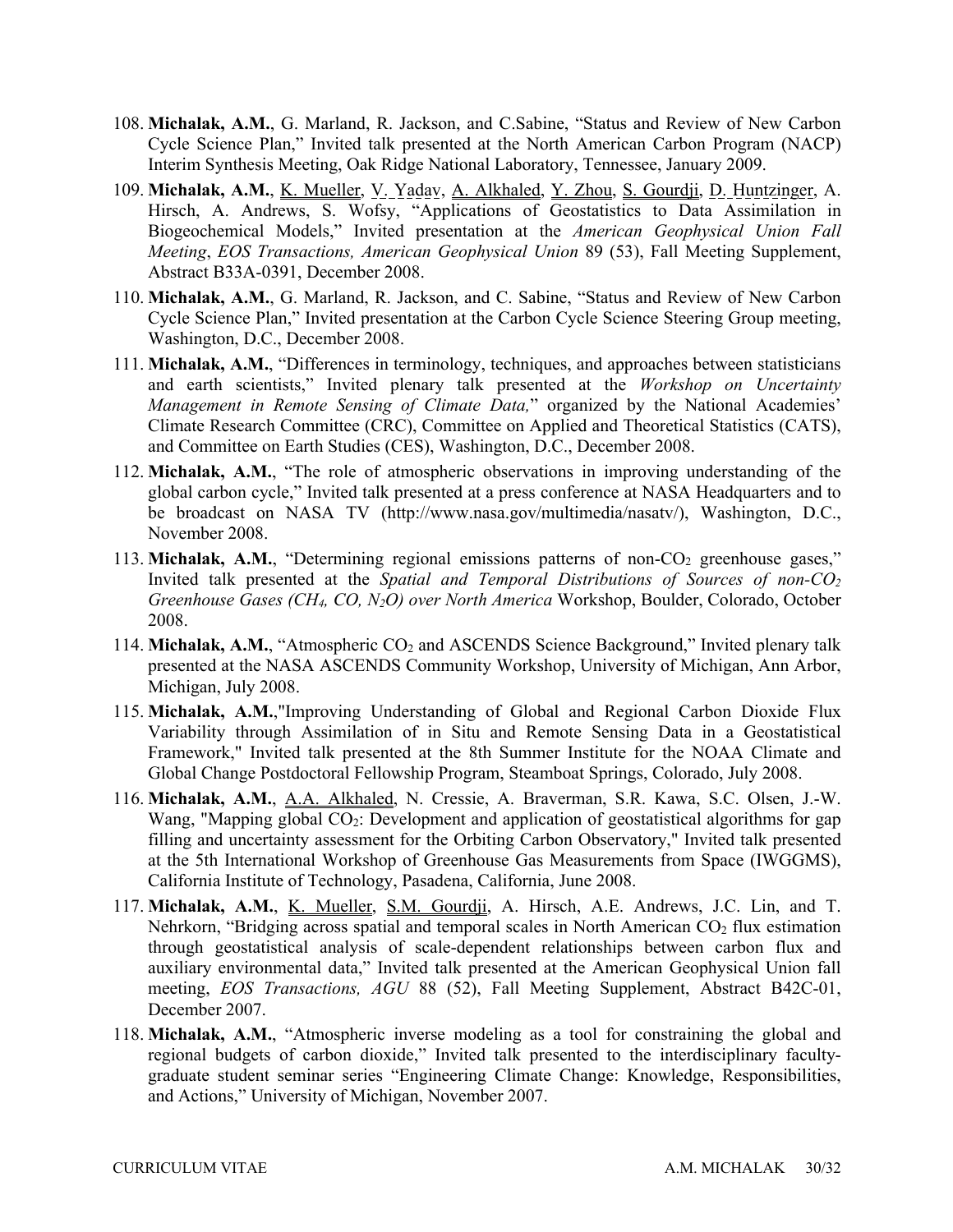108. **Michalak, A.M.**, G. Marland, R. Jackson, and C.Sabine, "Status and Review of New Carbon Cycle Science Plan," Invited talk presented at the North American Carbon Program (NACP) Interim Synthesis Meeting, Oak Ridge National Laboratory, Tennessee, January 2009.

109. **Michalak, A.M.**, K. Mueller, V. Yadav, A. Alkhaled, Y. Zhou, S. Gourdji, D. Huntzinger, A. Hirsch, A. Andrews, S. Wofsy, "Applications of Geostatistics to Data Assimilation in Biogeochemical Models," Invited presentation at the *American Geophysical Union Fall Meeting*, *EOS Transactions, American Geophysical Union* 89 (53), Fall Meeting Supplement, Abstract B33A-0391, December 2008.

110. **Michalak, A.M.**, G. Marland, R. Jackson, and C. Sabine, "Status and Review of New Carbon Cycle Science Plan," Invited presentation at the Carbon Cycle Science Steering Group meeting, Washington, D.C., December 2008.

111. **Michalak, A.M.**, "Differences in terminology, techniques, and approaches between statisticians and earth scientists," Invited plenary talk presented at the *Workshop on Uncertainty Management in Remote Sensing of Climate Data,*" organized by the National Academies' Climate Research Committee (CRC), Committee on Applied and Theoretical Statistics (CATS), and Committee on Earth Studies (CES), Washington, D.C., December 2008.

112. **Michalak, A.M.**, "The role of atmospheric observations in improving understanding of the global carbon cycle," Invited talk presented at a press conference at NASA Headquarters and to be broadcast on NASA TV (http://www.nasa.gov/multimedia/nasatv/), Washington, D.C., November 2008.

113. **Michalak, A.M.**, "Determining regional emissions patterns of non-$CO_2$ greenhouse gases," Invited talk presented at the *Spatial and Temporal Distributions of Sources of non-$CO_2$ Greenhouse Gases ($CH_4$, CO, $N_2O$) over North America* Workshop, Boulder, Colorado, October 2008.

114. **Michalak, A.M.**, "Atmospheric $CO_2$ and ASCENDS Science Background," Invited plenary talk presented at the NASA ASCENDS Community Workshop, University of Michigan, Ann Arbor, Michigan, July 2008.

115. **Michalak, A.M.**,"Improving Understanding of Global and Regional Carbon Dioxide Flux Variability through Assimilation of in Situ and Remote Sensing Data in a Geostatistical Framework," Invited talk presented at the 8th Summer Institute for the NOAA Climate and Global Change Postdoctoral Fellowship Program, Steamboat Springs, Colorado, July 2008.

116. **Michalak, A.M.**, A.A. Alkhaled, N. Cressie, A. Braverman, S.R. Kawa, S.C. Olsen, J.-W. Wang, "Mapping global $CO_2$: Development and application of geostatistical algorithms for gap filling and uncertainty assessment for the Orbiting Carbon Observatory," Invited talk presented at the 5th International Workshop of Greenhouse Gas Measurements from Space (IWGGMS), California Institute of Technology, Pasadena, California, June 2008.

117. **Michalak, A.M.**, K. Mueller, S.M. Gourdji, A. Hirsch, A.E. Andrews, J.C. Lin, and T. Nehrkorn, "Bridging across spatial and temporal scales in North American $CO_2$ flux estimation through geostatistical analysis of scale-dependent relationships between carbon flux and auxiliary environmental data," Invited talk presented at the American Geophysical Union fall meeting, *EOS Transactions, AGU* 88 (52), Fall Meeting Supplement, Abstract B42C-01, December 2007.

118. **Michalak, A.M.**, "Atmospheric inverse modeling as a tool for constraining the global and regional budgets of carbon dioxide," Invited talk presented to the interdisciplinary faculty-graduate student seminar series "Engineering Climate Change: Knowledge, Responsibilities, and Actions," University of Michigan, November 2007.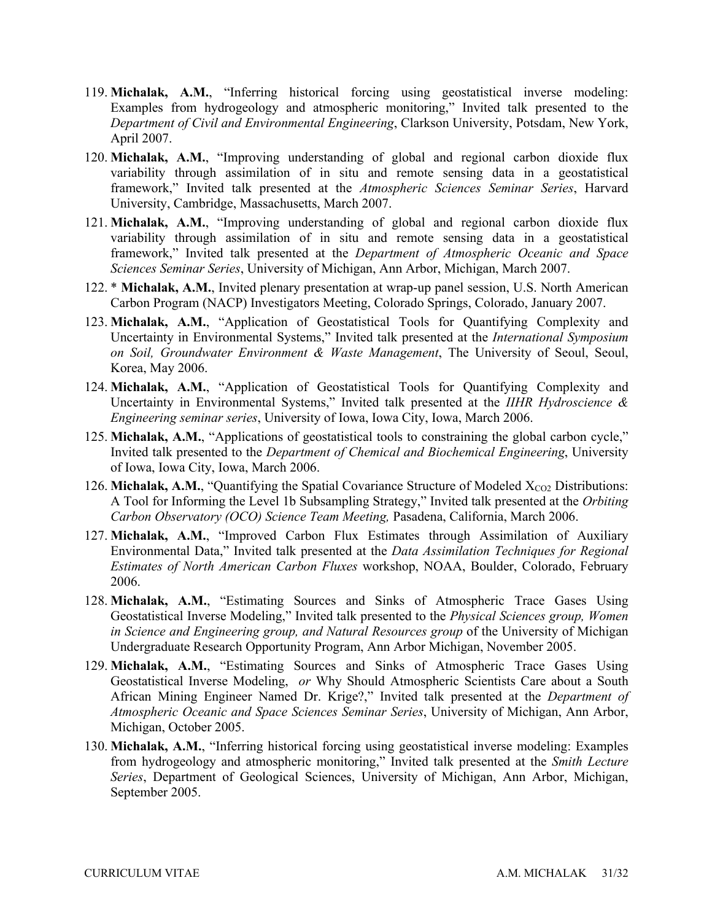119. **Michalak, A.M.**, "Inferring historical forcing using geostatistical inverse modeling: Examples from hydrogeology and atmospheric monitoring," Invited talk presented to the *Department of Civil and Environmental Engineering*, Clarkson University, Potsdam, New York, April 2007.
120. **Michalak, A.M.**, "Improving understanding of global and regional carbon dioxide flux variability through assimilation of in situ and remote sensing data in a geostatistical framework," Invited talk presented at the *Atmospheric Sciences Seminar Series*, Harvard University, Cambridge, Massachusetts, March 2007.
121. **Michalak, A.M.**, "Improving understanding of global and regional carbon dioxide flux variability through assimilation of in situ and remote sensing data in a geostatistical framework," Invited talk presented at the *Department of Atmospheric Oceanic and Space Sciences Seminar Series*, University of Michigan, Ann Arbor, Michigan, March 2007.
122. * **Michalak, A.M.**, Invited plenary presentation at wrap-up panel session, U.S. North American Carbon Program (NACP) Investigators Meeting, Colorado Springs, Colorado, January 2007.
123. **Michalak, A.M.**, "Application of Geostatistical Tools for Quantifying Complexity and Uncertainty in Environmental Systems," Invited talk presented at the *International Symposium on Soil, Groundwater Environment & Waste Management*, The University of Seoul, Seoul, Korea, May 2006.
124. **Michalak, A.M.**, "Application of Geostatistical Tools for Quantifying Complexity and Uncertainty in Environmental Systems," Invited talk presented at the *IIHR Hydroscience & Engineering seminar series*, University of Iowa, Iowa City, Iowa, March 2006.
125. **Michalak, A.M.**, "Applications of geostatistical tools to constraining the global carbon cycle," Invited talk presented to the *Department of Chemical and Biochemical Engineering*, University of Iowa, Iowa City, Iowa, March 2006.
126. **Michalak, A.M.**, "Quantifying the Spatial Covariance Structure of Modeled $X_{CO2}$ Distributions: A Tool for Informing the Level 1b Subsampling Strategy," Invited talk presented at the *Orbiting Carbon Observatory (OCO) Science Team Meeting,* Pasadena, California, March 2006.
127. **Michalak, A.M.**, "Improved Carbon Flux Estimates through Assimilation of Auxiliary Environmental Data," Invited talk presented at the *Data Assimilation Techniques for Regional Estimates of North American Carbon Fluxes* workshop, NOAA, Boulder, Colorado, February 2006.
128. **Michalak, A.M.**, "Estimating Sources and Sinks of Atmospheric Trace Gases Using Geostatistical Inverse Modeling," Invited talk presented to the *Physical Sciences group, Women in Science and Engineering group, and Natural Resources group* of the University of Michigan Undergraduate Research Opportunity Program, Ann Arbor Michigan, November 2005.
129. **Michalak, A.M.**, "Estimating Sources and Sinks of Atmospheric Trace Gases Using Geostatistical Inverse Modeling, *or* Why Should Atmospheric Scientists Care about a South African Mining Engineer Named Dr. Krige?," Invited talk presented at the *Department of Atmospheric Oceanic and Space Sciences Seminar Series*, University of Michigan, Ann Arbor, Michigan, October 2005.
130. **Michalak, A.M.**, "Inferring historical forcing using geostatistical inverse modeling: Examples from hydrogeology and atmospheric monitoring," Invited talk presented at the *Smith Lecture Series*, Department of Geological Sciences, University of Michigan, Ann Arbor, Michigan, September 2005.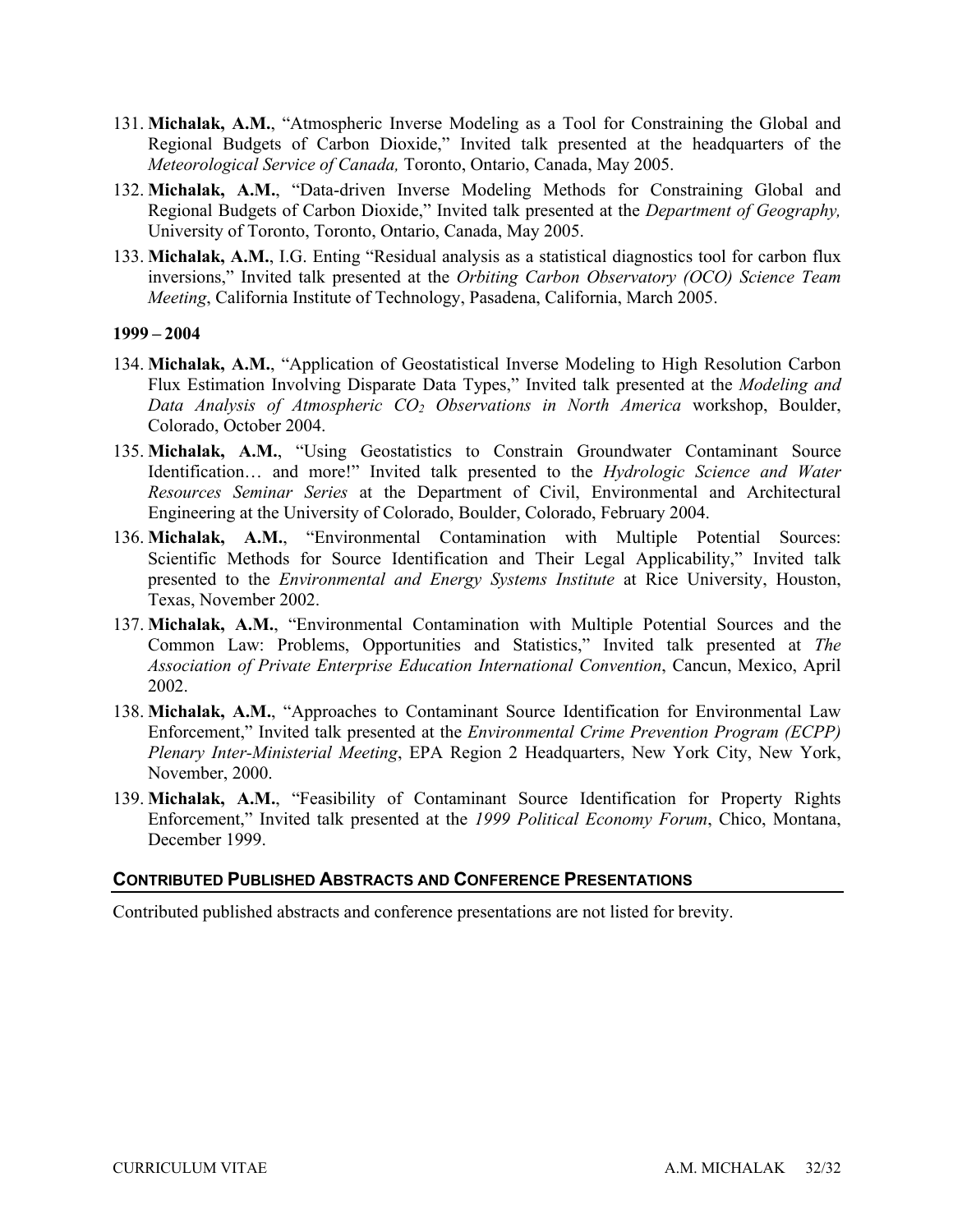131. **Michalak, A.M.**, "Atmospheric Inverse Modeling as a Tool for Constraining the Global and Regional Budgets of Carbon Dioxide," Invited talk presented at the headquarters of the *Meteorological Service of Canada,* Toronto, Ontario, Canada, May 2005.
132. **Michalak, A.M.**, "Data-driven Inverse Modeling Methods for Constraining Global and Regional Budgets of Carbon Dioxide," Invited talk presented at the *Department of Geography,* University of Toronto, Toronto, Ontario, Canada, May 2005.
133. **Michalak, A.M.**, I.G. Enting "Residual analysis as a statistical diagnostics tool for carbon flux inversions," Invited talk presented at the *Orbiting Carbon Observatory (OCO) Science Team Meeting*, California Institute of Technology, Pasadena, California, March 2005.

**1999 – 2004**

134. **Michalak, A.M.**, "Application of Geostatistical Inverse Modeling to High Resolution Carbon Flux Estimation Involving Disparate Data Types," Invited talk presented at the *Modeling and Data Analysis of Atmospheric $CO_2$ Observations in North America* workshop, Boulder, Colorado, October 2004.
135. **Michalak, A.M.**, "Using Geostatistics to Constrain Groundwater Contaminant Source Identification… and more!" Invited talk presented to the *Hydrologic Science and Water Resources Seminar Series* at the Department of Civil, Environmental and Architectural Engineering at the University of Colorado, Boulder, Colorado, February 2004.
136. **Michalak, A.M.**, "Environmental Contamination with Multiple Potential Sources: Scientific Methods for Source Identification and Their Legal Applicability," Invited talk presented to the *Environmental and Energy Systems Institute* at Rice University, Houston, Texas, November 2002.
137. **Michalak, A.M.**, "Environmental Contamination with Multiple Potential Sources and the Common Law: Problems, Opportunities and Statistics," Invited talk presented at *The Association of Private Enterprise Education International Convention*, Cancun, Mexico, April 2002.
138. **Michalak, A.M.**, "Approaches to Contaminant Source Identification for Environmental Law Enforcement," Invited talk presented at the *Environmental Crime Prevention Program (ECPP) Plenary Inter-Ministerial Meeting*, EPA Region 2 Headquarters, New York City, New York, November, 2000.
139. **Michalak, A.M.**, "Feasibility of Contaminant Source Identification for Property Rights Enforcement," Invited talk presented at the *1999 Political Economy Forum*, Chico, Montana, December 1999.

## CONTRIBUTED PUBLISHED ABSTRACTS AND CONFERENCE PRESENTATIONS

Contributed published abstracts and conference presentations are not listed for brevity.